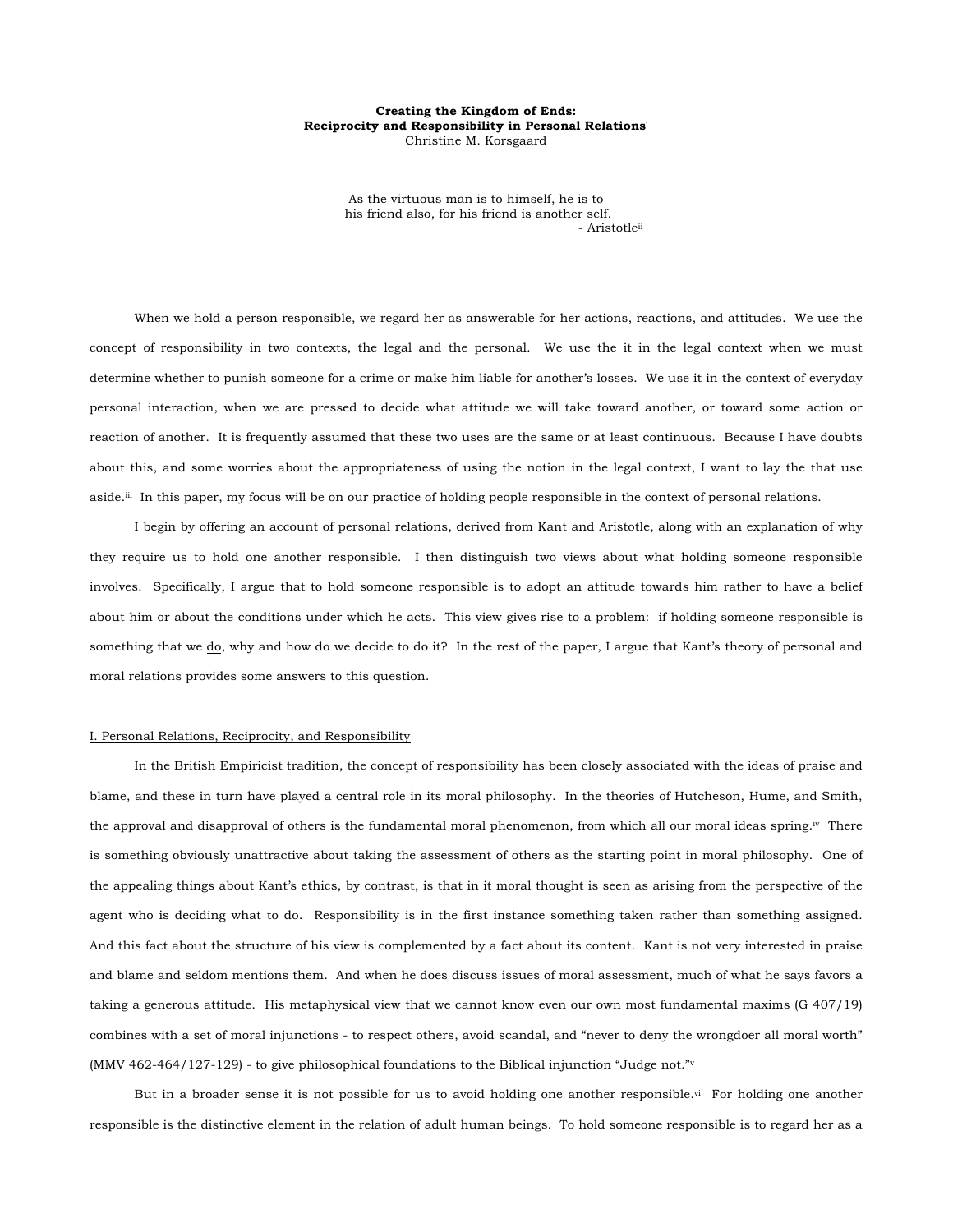**Creating the Kingdom of Ends:**
**Reciprocity and Responsibility in Personal Relations**[i]
Christine M. Korsgaard

> As the virtuous man is to himself, he is to
> his friend also, for his friend is another self.
> - Aristotle[ii]

When we hold a person responsible, we regard her as answerable for her actions, reactions, and attitudes. We use the concept of responsibility in two contexts, the legal and the personal. We use the it in the legal context when we must determine whether to punish someone for a crime or make him liable for another's losses. We use it in the context of everyday personal interaction, when we are pressed to decide what attitude we will take toward another, or toward some action or reaction of another. It is frequently assumed that these two uses are the same or at least continuous. Because I have doubts about this, and some worries about the appropriateness of using the notion in the legal context, I want to lay the that use aside.[iii] In this paper, my focus will be on our practice of holding people responsible in the context of personal relations.

I begin by offering an account of personal relations, derived from Kant and Aristotle, along with an explanation of why they require us to hold one another responsible. I then distinguish two views about what holding someone responsible involves. Specifically, I argue that to hold someone responsible is to adopt an attitude towards him rather to have a belief about him or about the conditions under which he acts. This view gives rise to a problem: if holding someone responsible is something that we do, why and how do we decide to do it? In the rest of the paper, I argue that Kant's theory of personal and moral relations provides some answers to this question.

## I. Personal Relations, Reciprocity, and Responsibility

In the British Empiricist tradition, the concept of responsibility has been closely associated with the ideas of praise and blame, and these in turn have played a central role in its moral philosophy. In the theories of Hutcheson, Hume, and Smith, the approval and disapproval of others is the fundamental moral phenomenon, from which all our moral ideas spring.[iv] There is something obviously unattractive about taking the assessment of others as the starting point in moral philosophy. One of the appealing things about Kant's ethics, by contrast, is that in it moral thought is seen as arising from the perspective of the agent who is deciding what to do. Responsibility is in the first instance something taken rather than something assigned. And this fact about the structure of his view is complemented by a fact about its content. Kant is not very interested in praise and blame and seldom mentions them. And when he does discuss issues of moral assessment, much of what he says favors a taking a generous attitude. His metaphysical view that we cannot know even our own most fundamental maxims (G 407/19) combines with a set of moral injunctions - to respect others, avoid scandal, and "never to deny the wrongdoer all moral worth" (MMV 462-464/127-129) - to give philosophical foundations to the Biblical injunction "Judge not."[v]

But in a broader sense it is not possible for us to avoid holding one another responsible.[vi] For holding one another responsible is the distinctive element in the relation of adult human beings. To hold someone responsible is to regard her as a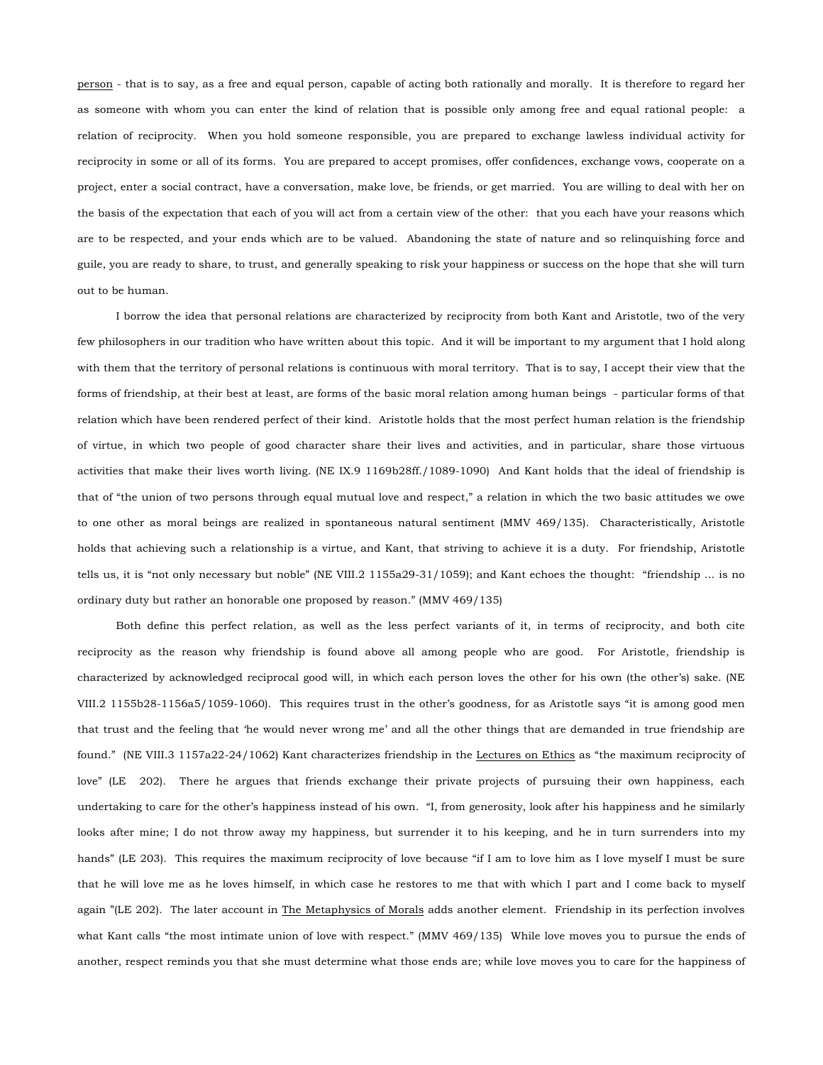person - that is to say, as a free and equal person, capable of acting both rationally and morally. It is therefore to regard her as someone with whom you can enter the kind of relation that is possible only among free and equal rational people: a relation of reciprocity. When you hold someone responsible, you are prepared to exchange lawless individual activity for reciprocity in some or all of its forms. You are prepared to accept promises, offer confidences, exchange vows, cooperate on a project, enter a social contract, have a conversation, make love, be friends, or get married. You are willing to deal with her on the basis of the expectation that each of you will act from a certain view of the other: that you each have your reasons which are to be respected, and your ends which are to be valued. Abandoning the state of nature and so relinquishing force and guile, you are ready to share, to trust, and generally speaking to risk your happiness or success on the hope that she will turn out to be human.

I borrow the idea that personal relations are characterized by reciprocity from both Kant and Aristotle, two of the very few philosophers in our tradition who have written about this topic. And it will be important to my argument that I hold along with them that the territory of personal relations is continuous with moral territory. That is to say, I accept their view that the forms of friendship, at their best at least, are forms of the basic moral relation among human beings - particular forms of that relation which have been rendered perfect of their kind. Aristotle holds that the most perfect human relation is the friendship of virtue, in which two people of good character share their lives and activities, and in particular, share those virtuous activities that make their lives worth living. (NE IX.9 1169b28ff./1089-1090) And Kant holds that the ideal of friendship is that of "the union of two persons through equal mutual love and respect," a relation in which the two basic attitudes we owe to one other as moral beings are realized in spontaneous natural sentiment (MMV 469/135). Characteristically, Aristotle holds that achieving such a relationship is a virtue, and Kant, that striving to achieve it is a duty. For friendship, Aristotle tells us, it is "not only necessary but noble" (NE VIII.2 1155a29-31/1059); and Kant echoes the thought: "friendship ... is no ordinary duty but rather an honorable one proposed by reason." (MMV 469/135)

Both define this perfect relation, as well as the less perfect variants of it, in terms of reciprocity, and both cite reciprocity as the reason why friendship is found above all among people who are good. For Aristotle, friendship is characterized by acknowledged reciprocal good will, in which each person loves the other for his own (the other's) sake. (NE VIII.2 1155b28-1156a5/1059-1060). This requires trust in the other's goodness, for as Aristotle says "it is among good men that trust and the feeling that 'he would never wrong me' and all the other things that are demanded in true friendship are found." (NE VIII.3 1157a22-24/1062) Kant characterizes friendship in the Lectures on Ethics as "the maximum reciprocity of love" (LE 202). There he argues that friends exchange their private projects of pursuing their own happiness, each undertaking to care for the other's happiness instead of his own. "I, from generosity, look after his happiness and he similarly looks after mine; I do not throw away my happiness, but surrender it to his keeping, and he in turn surrenders into my hands" (LE 203). This requires the maximum reciprocity of love because "if I am to love him as I love myself I must be sure that he will love me as he loves himself, in which case he restores to me that with which I part and I come back to myself again "(LE 202). The later account in The Metaphysics of Morals adds another element. Friendship in its perfection involves what Kant calls "the most intimate union of love with respect." (MMV 469/135) While love moves you to pursue the ends of another, respect reminds you that she must determine what those ends are; while love moves you to care for the happiness of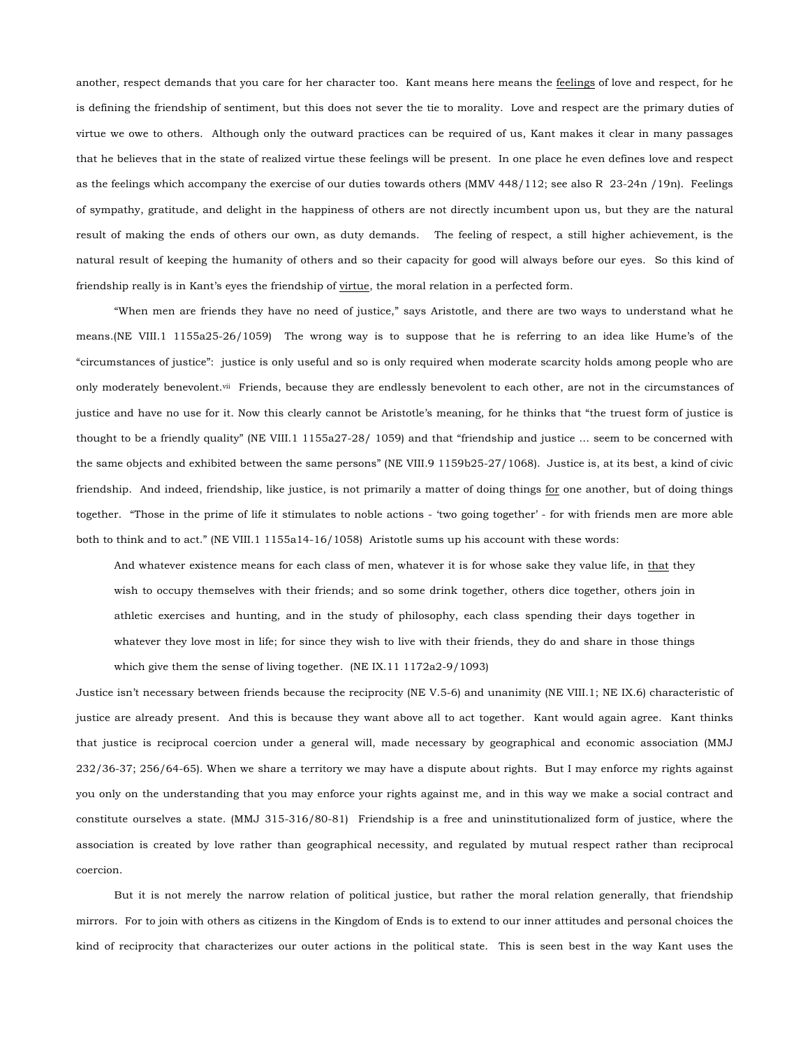another, respect demands that you care for her character too. Kant means here means the feelings of love and respect, for he is defining the friendship of sentiment, but this does not sever the tie to morality. Love and respect are the primary duties of virtue we owe to others. Although only the outward practices can be required of us, Kant makes it clear in many passages that he believes that in the state of realized virtue these feelings will be present. In one place he even defines love and respect as the feelings which accompany the exercise of our duties towards others (MMV 448/112; see also R 23-24n /19n). Feelings of sympathy, gratitude, and delight in the happiness of others are not directly incumbent upon us, but they are the natural result of making the ends of others our own, as duty demands. The feeling of respect, a still higher achievement, is the natural result of keeping the humanity of others and so their capacity for good will always before our eyes. So this kind of friendship really is in Kant's eyes the friendship of virtue, the moral relation in a perfected form.

"When men are friends they have no need of justice," says Aristotle, and there are two ways to understand what he means.(NE VIII.1 1155a25-26/1059) The wrong way is to suppose that he is referring to an idea like Hume's of the "circumstances of justice": justice is only useful and so is only required when moderate scarcity holds among people who are only moderately benevolent.[vii] Friends, because they are endlessly benevolent to each other, are not in the circumstances of justice and have no use for it. Now this clearly cannot be Aristotle's meaning, for he thinks that "the truest form of justice is thought to be a friendly quality" (NE VIII.1 1155a27-28/ 1059) and that "friendship and justice ... seem to be concerned with the same objects and exhibited between the same persons" (NE VIII.9 1159b25-27/1068). Justice is, at its best, a kind of civic friendship. And indeed, friendship, like justice, is not primarily a matter of doing things for one another, but of doing things together. "Those in the prime of life it stimulates to noble actions - 'two going together' - for with friends men are more able both to think and to act." (NE VIII.1 1155a14-16/1058) Aristotle sums up his account with these words:

> And whatever existence means for each class of men, whatever it is for whose sake they value life, in that they wish to occupy themselves with their friends; and so some drink together, others dice together, others join in athletic exercises and hunting, and in the study of philosophy, each class spending their days together in whatever they love most in life; for since they wish to live with their friends, they do and share in those things which give them the sense of living together. (NE IX.11 1172a2-9/1093)

Justice isn't necessary between friends because the reciprocity (NE V.5-6) and unanimity (NE VIII.1; NE IX.6) characteristic of justice are already present. And this is because they want above all to act together. Kant would again agree. Kant thinks that justice is reciprocal coercion under a general will, made necessary by geographical and economic association (MMJ 232/36-37; 256/64-65). When we share a territory we may have a dispute about rights. But I may enforce my rights against you only on the understanding that you may enforce your rights against me, and in this way we make a social contract and constitute ourselves a state. (MMJ 315-316/80-81) Friendship is a free and uninstitutionalized form of justice, where the association is created by love rather than geographical necessity, and regulated by mutual respect rather than reciprocal coercion.

But it is not merely the narrow relation of political justice, but rather the moral relation generally, that friendship mirrors. For to join with others as citizens in the Kingdom of Ends is to extend to our inner attitudes and personal choices the kind of reciprocity that characterizes our outer actions in the political state. This is seen best in the way Kant uses the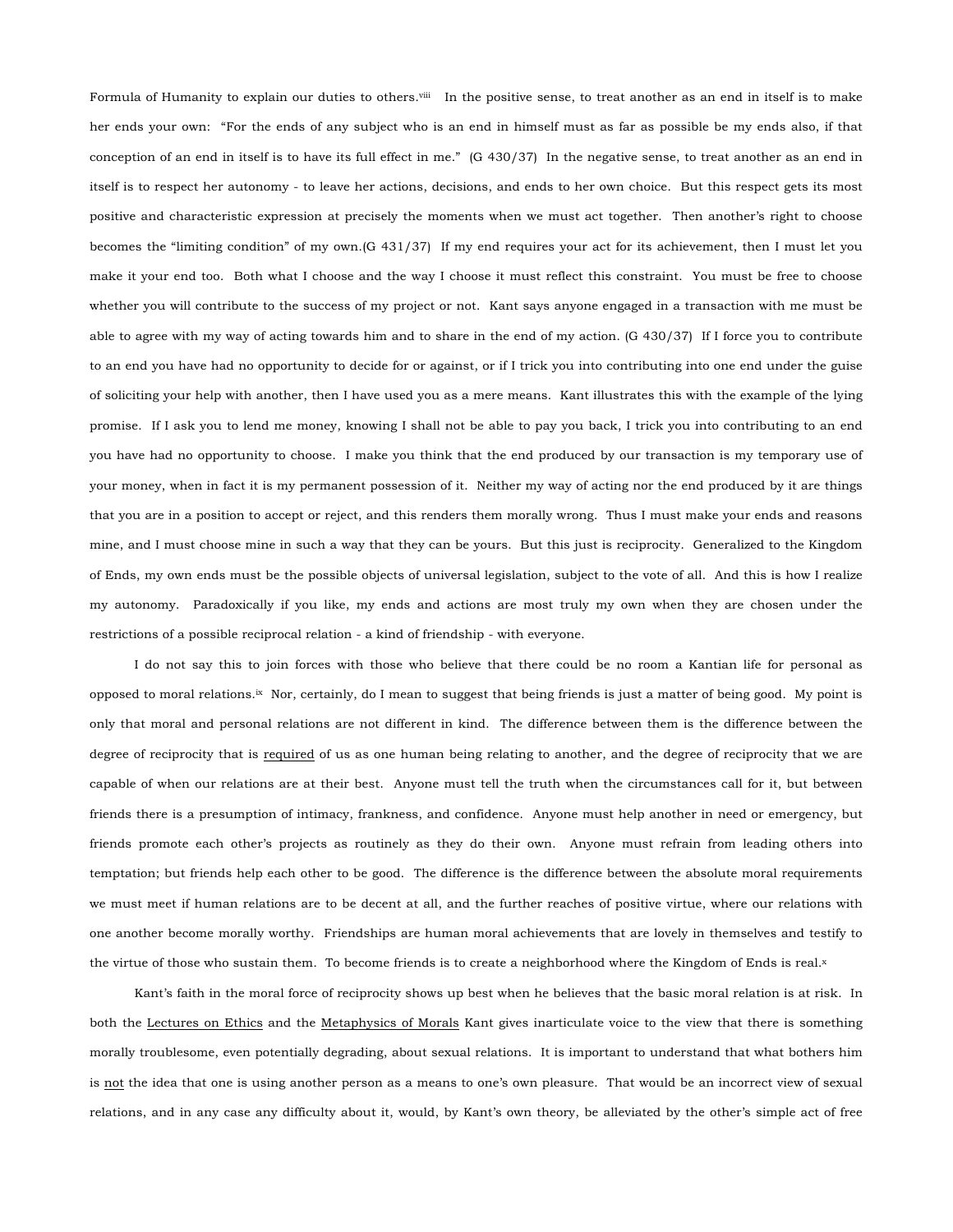Formula of Humanity to explain our duties to others.[viii] In the positive sense, to treat another as an end in itself is to make her ends your own: "For the ends of any subject who is an end in himself must as far as possible be my ends also, if that conception of an end in itself is to have its full effect in me." (G 430/37) In the negative sense, to treat another as an end in itself is to respect her autonomy - to leave her actions, decisions, and ends to her own choice. But this respect gets its most positive and characteristic expression at precisely the moments when we must act together. Then another's right to choose becomes the "limiting condition" of my own.(G 431/37) If my end requires your act for its achievement, then I must let you make it your end too. Both what I choose and the way I choose it must reflect this constraint. You must be free to choose whether you will contribute to the success of my project or not. Kant says anyone engaged in a transaction with me must be able to agree with my way of acting towards him and to share in the end of my action. (G 430/37) If I force you to contribute to an end you have had no opportunity to decide for or against, or if I trick you into contributing into one end under the guise of soliciting your help with another, then I have used you as a mere means. Kant illustrates this with the example of the lying promise. If I ask you to lend me money, knowing I shall not be able to pay you back, I trick you into contributing to an end you have had no opportunity to choose. I make you think that the end produced by our transaction is my temporary use of your money, when in fact it is my permanent possession of it. Neither my way of acting nor the end produced by it are things that you are in a position to accept or reject, and this renders them morally wrong. Thus I must make your ends and reasons mine, and I must choose mine in such a way that they can be yours. But this just is reciprocity. Generalized to the Kingdom of Ends, my own ends must be the possible objects of universal legislation, subject to the vote of all. And this is how I realize my autonomy. Paradoxically if you like, my ends and actions are most truly my own when they are chosen under the restrictions of a possible reciprocal relation - a kind of friendship - with everyone.

I do not say this to join forces with those who believe that there could be no room a Kantian life for personal as opposed to moral relations.[ix] Nor, certainly, do I mean to suggest that being friends is just a matter of being good. My point is only that moral and personal relations are not different in kind. The difference between them is the difference between the degree of reciprocity that is <u>required</u> of us as one human being relating to another, and the degree of reciprocity that we are capable of when our relations are at their best. Anyone must tell the truth when the circumstances call for it, but between friends there is a presumption of intimacy, frankness, and confidence. Anyone must help another in need or emergency, but friends promote each other's projects as routinely as they do their own. Anyone must refrain from leading others into temptation; but friends help each other to be good. The difference is the difference between the absolute moral requirements we must meet if human relations are to be decent at all, and the further reaches of positive virtue, where our relations with one another become morally worthy. Friendships are human moral achievements that are lovely in themselves and testify to the virtue of those who sustain them. To become friends is to create a neighborhood where the Kingdom of Ends is real.[x]

Kant's faith in the moral force of reciprocity shows up best when he believes that the basic moral relation is at risk. In both the <u>Lectures on Ethics</u> and the <u>Metaphysics of Morals</u> Kant gives inarticulate voice to the view that there is something morally troublesome, even potentially degrading, about sexual relations. It is important to understand that what bothers him is <u>not</u> the idea that one is using another person as a means to one's own pleasure. That would be an incorrect view of sexual relations, and in any case any difficulty about it, would, by Kant's own theory, be alleviated by the other's simple act of free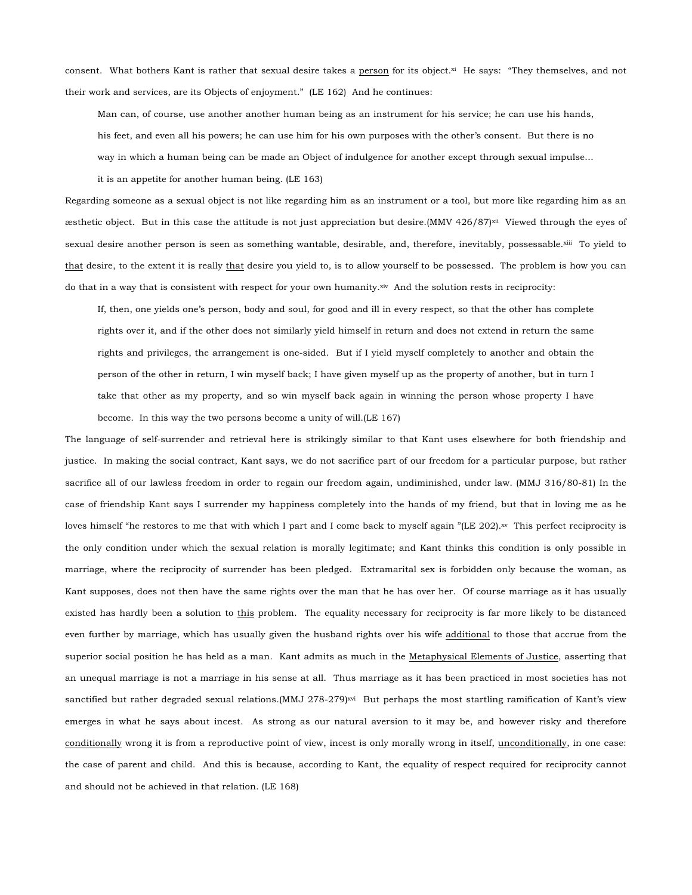consent. What bothers Kant is rather that sexual desire takes a person for its object.[xi] He says: "They themselves, and not their work and services, are its Objects of enjoyment." (LE 162) And he continues:

> Man can, of course, use another another human being as an instrument for his service; he can use his hands, his feet, and even all his powers; he can use him for his own purposes with the other's consent. But there is no way in which a human being can be made an Object of indulgence for another except through sexual impulse... it is an appetite for another human being. (LE 163)

Regarding someone as a sexual object is not like regarding him as an instrument or a tool, but more like regarding him as an æsthetic object. But in this case the attitude is not just appreciation but desire.(MMV 426/87)[xii] Viewed through the eyes of sexual desire another person is seen as something wantable, desirable, and, therefore, inevitably, possessable.[xiii] To yield to that desire, to the extent it is really that desire you yield to, is to allow yourself to be possessed. The problem is how you can do that in a way that is consistent with respect for your own humanity.[xiv] And the solution rests in reciprocity:

> If, then, one yields one's person, body and soul, for good and ill in every respect, so that the other has complete rights over it, and if the other does not similarly yield himself in return and does not extend in return the same rights and privileges, the arrangement is one-sided. But if I yield myself completely to another and obtain the person of the other in return, I win myself back; I have given myself up as the property of another, but in turn I take that other as my property, and so win myself back again in winning the person whose property I have become. In this way the two persons become a unity of will.(LE 167)

The language of self-surrender and retrieval here is strikingly similar to that Kant uses elsewhere for both friendship and justice. In making the social contract, Kant says, we do not sacrifice part of our freedom for a particular purpose, but rather sacrifice all of our lawless freedom in order to regain our freedom again, undiminished, under law. (MMJ 316/80-81) In the case of friendship Kant says I surrender my happiness completely into the hands of my friend, but that in loving me as he loves himself "he restores to me that with which I part and I come back to myself again "(LE 202).[xv] This perfect reciprocity is the only condition under which the sexual relation is morally legitimate; and Kant thinks this condition is only possible in marriage, where the reciprocity of surrender has been pledged. Extramarital sex is forbidden only because the woman, as Kant supposes, does not then have the same rights over the man that he has over her. Of course marriage as it has usually existed has hardly been a solution to this problem. The equality necessary for reciprocity is far more likely to be distanced even further by marriage, which has usually given the husband rights over his wife additional to those that accrue from the superior social position he has held as a man. Kant admits as much in the Metaphysical Elements of Justice, asserting that an unequal marriage is not a marriage in his sense at all. Thus marriage as it has been practiced in most societies has not sanctified but rather degraded sexual relations.(MMJ 278-279)[xvi] But perhaps the most startling ramification of Kant's view emerges in what he says about incest. As strong as our natural aversion to it may be, and however risky and therefore conditionally wrong it is from a reproductive point of view, incest is only morally wrong in itself, unconditionally, in one case: the case of parent and child. And this is because, according to Kant, the equality of respect required for reciprocity cannot and should not be achieved in that relation. (LE 168)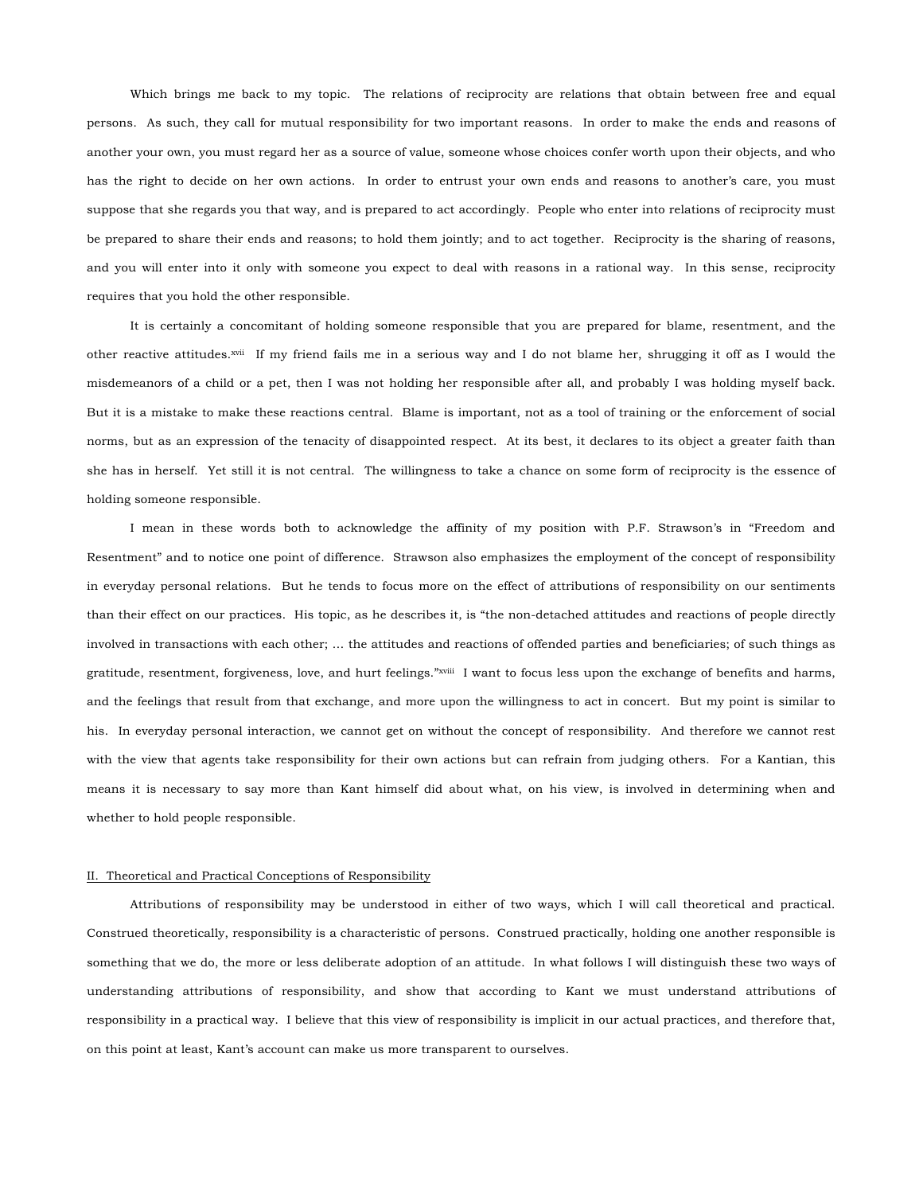Which brings me back to my topic. The relations of reciprocity are relations that obtain between free and equal persons. As such, they call for mutual responsibility for two important reasons. In order to make the ends and reasons of another your own, you must regard her as a source of value, someone whose choices confer worth upon their objects, and who has the right to decide on her own actions. In order to entrust your own ends and reasons to another's care, you must suppose that she regards you that way, and is prepared to act accordingly. People who enter into relations of reciprocity must be prepared to share their ends and reasons; to hold them jointly; and to act together. Reciprocity is the sharing of reasons, and you will enter into it only with someone you expect to deal with reasons in a rational way. In this sense, reciprocity requires that you hold the other responsible.

It is certainly a concomitant of holding someone responsible that you are prepared for blame, resentment, and the other reactive attitudes.[xvii] If my friend fails me in a serious way and I do not blame her, shrugging it off as I would the misdemeanors of a child or a pet, then I was not holding her responsible after all, and probably I was holding myself back. But it is a mistake to make these reactions central. Blame is important, not as a tool of training or the enforcement of social norms, but as an expression of the tenacity of disappointed respect. At its best, it declares to its object a greater faith than she has in herself. Yet still it is not central. The willingness to take a chance on some form of reciprocity is the essence of holding someone responsible.

I mean in these words both to acknowledge the affinity of my position with P.F. Strawson's in "Freedom and Resentment" and to notice one point of difference. Strawson also emphasizes the employment of the concept of responsibility in everyday personal relations. But he tends to focus more on the effect of attributions of responsibility on our sentiments than their effect on our practices. His topic, as he describes it, is "the non-detached attitudes and reactions of people directly involved in transactions with each other; ... the attitudes and reactions of offended parties and beneficiaries; of such things as gratitude, resentment, forgiveness, love, and hurt feelings."[xviii] I want to focus less upon the exchange of benefits and harms, and the feelings that result from that exchange, and more upon the willingness to act in concert. But my point is similar to his. In everyday personal interaction, we cannot get on without the concept of responsibility. And therefore we cannot rest with the view that agents take responsibility for their own actions but can refrain from judging others. For a Kantian, this means it is necessary to say more than Kant himself did about what, on his view, is involved in determining when and whether to hold people responsible.

## II. Theoretical and Practical Conceptions of Responsibility

Attributions of responsibility may be understood in either of two ways, which I will call theoretical and practical. Construed theoretically, responsibility is a characteristic of persons. Construed practically, holding one another responsible is something that we do, the more or less deliberate adoption of an attitude. In what follows I will distinguish these two ways of understanding attributions of responsibility, and show that according to Kant we must understand attributions of responsibility in a practical way. I believe that this view of responsibility is implicit in our actual practices, and therefore that, on this point at least, Kant's account can make us more transparent to ourselves.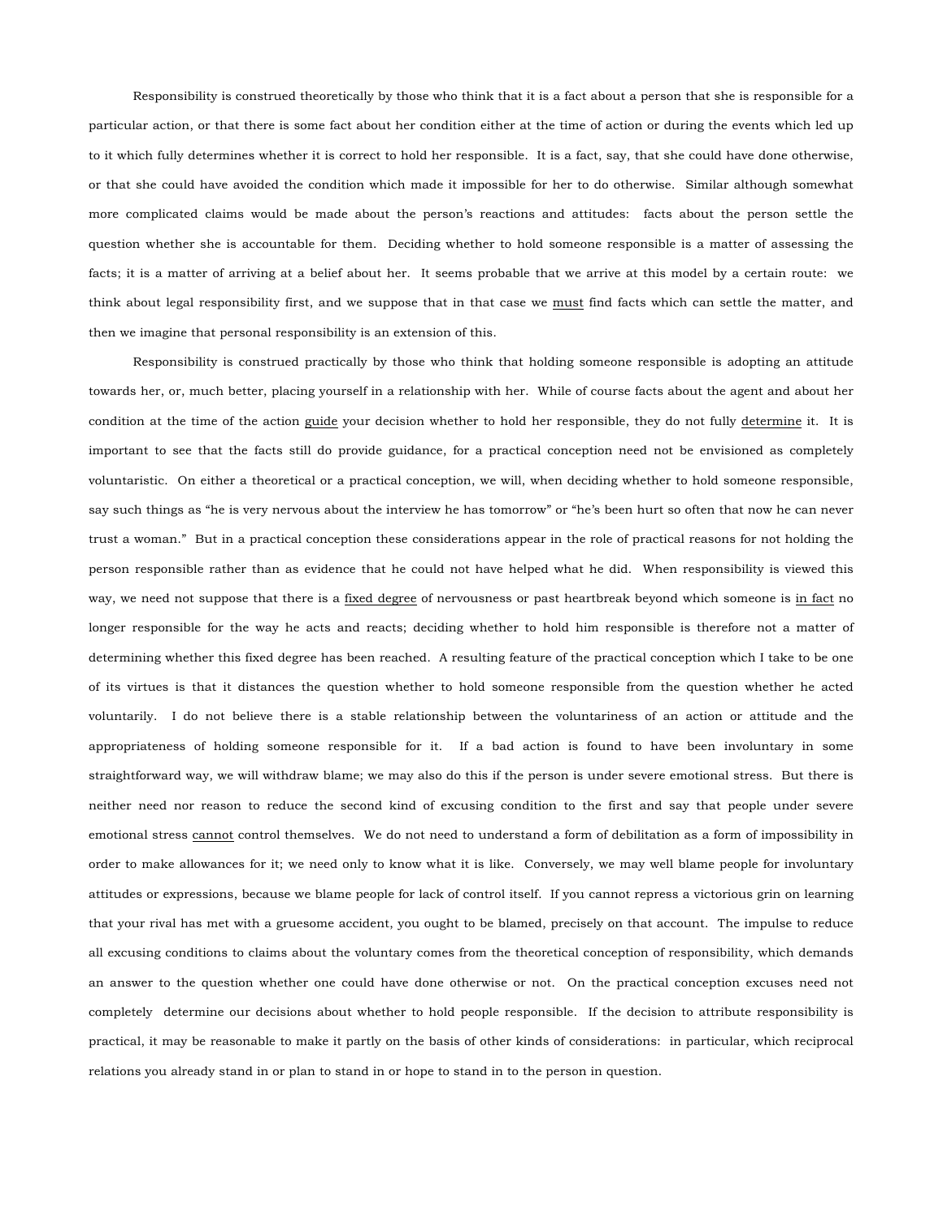Responsibility is construed theoretically by those who think that it is a fact about a person that she is responsible for a particular action, or that there is some fact about her condition either at the time of action or during the events which led up to it which fully determines whether it is correct to hold her responsible. It is a fact, say, that she could have done otherwise, or that she could have avoided the condition which made it impossible for her to do otherwise. Similar although somewhat more complicated claims would be made about the person's reactions and attitudes: facts about the person settle the question whether she is accountable for them. Deciding whether to hold someone responsible is a matter of assessing the facts; it is a matter of arriving at a belief about her. It seems probable that we arrive at this model by a certain route: we think about legal responsibility first, and we suppose that in that case we <u>must</u> find facts which can settle the matter, and then we imagine that personal responsibility is an extension of this.

Responsibility is construed practically by those who think that holding someone responsible is adopting an attitude towards her, or, much better, placing yourself in a relationship with her. While of course facts about the agent and about her condition at the time of the action <u>guide</u> your decision whether to hold her responsible, they do not fully <u>determine</u> it. It is important to see that the facts still do provide guidance, for a practical conception need not be envisioned as completely voluntaristic. On either a theoretical or a practical conception, we will, when deciding whether to hold someone responsible, say such things as "he is very nervous about the interview he has tomorrow" or "he's been hurt so often that now he can never trust a woman." But in a practical conception these considerations appear in the role of practical reasons for not holding the person responsible rather than as evidence that he could not have helped what he did. When responsibility is viewed this way, we need not suppose that there is a <u>fixed degree</u> of nervousness or past heartbreak beyond which someone is <u>in fact</u> no longer responsible for the way he acts and reacts; deciding whether to hold him responsible is therefore not a matter of determining whether this fixed degree has been reached. A resulting feature of the practical conception which I take to be one of its virtues is that it distances the question whether to hold someone responsible from the question whether he acted voluntarily. I do not believe there is a stable relationship between the voluntariness of an action or attitude and the appropriateness of holding someone responsible for it. If a bad action is found to have been involuntary in some straightforward way, we will withdraw blame; we may also do this if the person is under severe emotional stress. But there is neither need nor reason to reduce the second kind of excusing condition to the first and say that people under severe emotional stress <u>cannot</u> control themselves. We do not need to understand a form of debilitation as a form of impossibility in order to make allowances for it; we need only to know what it is like. Conversely, we may well blame people for involuntary attitudes or expressions, because we blame people for lack of control itself. If you cannot repress a victorious grin on learning that your rival has met with a gruesome accident, you ought to be blamed, precisely on that account. The impulse to reduce all excusing conditions to claims about the voluntary comes from the theoretical conception of responsibility, which demands an answer to the question whether one could have done otherwise or not. On the practical conception excuses need not completely determine our decisions about whether to hold people responsible. If the decision to attribute responsibility is practical, it may be reasonable to make it partly on the basis of other kinds of considerations: in particular, which reciprocal relations you already stand in or plan to stand in or hope to stand in to the person in question.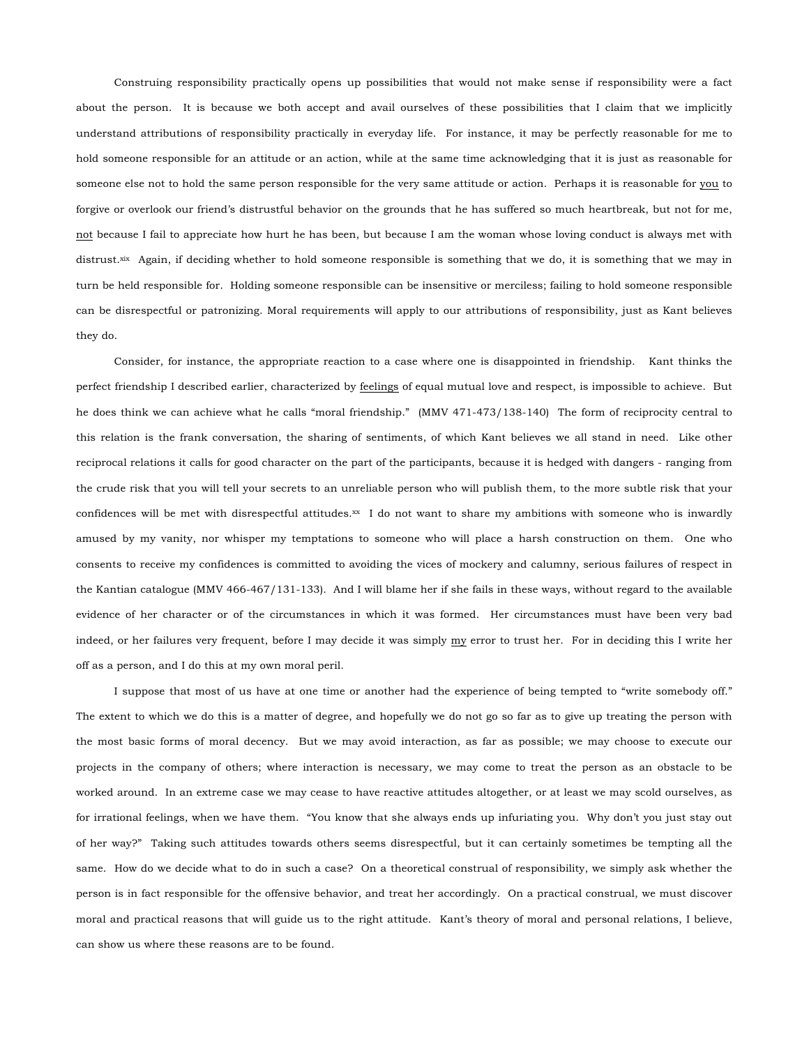Construing responsibility practically opens up possibilities that would not make sense if responsibility were a fact about the person. It is because we both accept and avail ourselves of these possibilities that I claim that we implicitly understand attributions of responsibility practically in everyday life. For instance, it may be perfectly reasonable for me to hold someone responsible for an attitude or an action, while at the same time acknowledging that it is just as reasonable for someone else not to hold the same person responsible for the very same attitude or action. Perhaps it is reasonable for <u>you</u> to forgive or overlook our friend's distrustful behavior on the grounds that he has suffered so much heartbreak, but not for me, <u>not</u> because I fail to appreciate how hurt he has been, but because I am the woman whose loving conduct is always met with distrust.[xix] Again, if deciding whether to hold someone responsible is something that we do, it is something that we may in turn be held responsible for. Holding someone responsible can be insensitive or merciless; failing to hold someone responsible can be disrespectful or patronizing. Moral requirements will apply to our attributions of responsibility, just as Kant believes they do.

Consider, for instance, the appropriate reaction to a case where one is disappointed in friendship. Kant thinks the perfect friendship I described earlier, characterized by <u>feelings</u> of equal mutual love and respect, is impossible to achieve. But he does think we can achieve what he calls "moral friendship." (MMV 471-473/138-140) The form of reciprocity central to this relation is the frank conversation, the sharing of sentiments, of which Kant believes we all stand in need. Like other reciprocal relations it calls for good character on the part of the participants, because it is hedged with dangers - ranging from the crude risk that you will tell your secrets to an unreliable person who will publish them, to the more subtle risk that your confidences will be met with disrespectful attitudes.[xx] I do not want to share my ambitions with someone who is inwardly amused by my vanity, nor whisper my temptations to someone who will place a harsh construction on them. One who consents to receive my confidences is committed to avoiding the vices of mockery and calumny, serious failures of respect in the Kantian catalogue (MMV 466-467/131-133). And I will blame her if she fails in these ways, without regard to the available evidence of her character or of the circumstances in which it was formed. Her circumstances must have been very bad indeed, or her failures very frequent, before I may decide it was simply <u>my</u> error to trust her. For in deciding this I write her off as a person, and I do this at my own moral peril.

I suppose that most of us have at one time or another had the experience of being tempted to "write somebody off." The extent to which we do this is a matter of degree, and hopefully we do not go so far as to give up treating the person with the most basic forms of moral decency. But we may avoid interaction, as far as possible; we may choose to execute our projects in the company of others; where interaction is necessary, we may come to treat the person as an obstacle to be worked around. In an extreme case we may cease to have reactive attitudes altogether, or at least we may scold ourselves, as for irrational feelings, when we have them. "You know that she always ends up infuriating you. Why don't you just stay out of her way?" Taking such attitudes towards others seems disrespectful, but it can certainly sometimes be tempting all the same. How do we decide what to do in such a case? On a theoretical construal of responsibility, we simply ask whether the person is in fact responsible for the offensive behavior, and treat her accordingly. On a practical construal, we must discover moral and practical reasons that will guide us to the right attitude. Kant's theory of moral and personal relations, I believe, can show us where these reasons are to be found.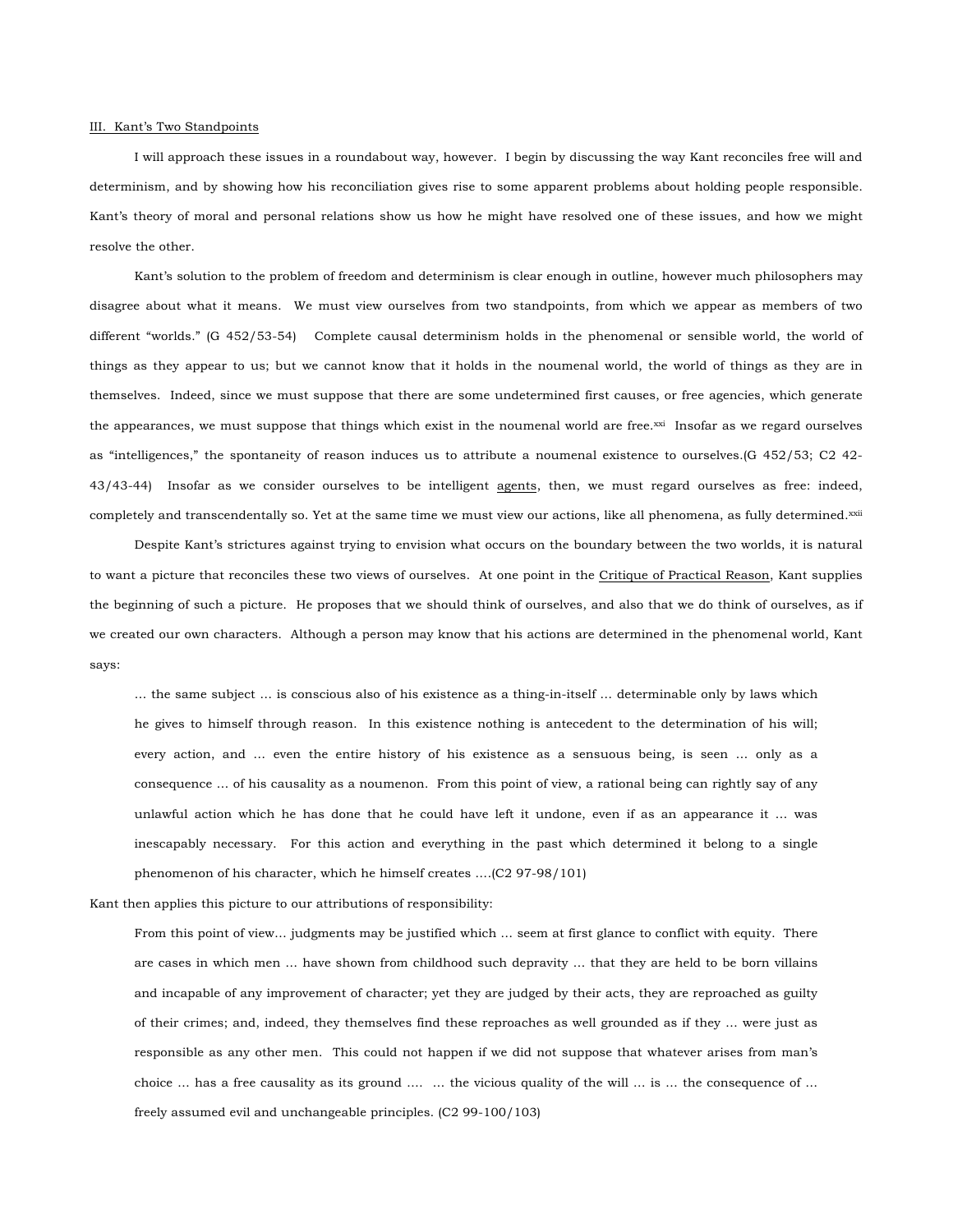## III. Kant's Two Standpoints

I will approach these issues in a roundabout way, however. I begin by discussing the way Kant reconciles free will and determinism, and by showing how his reconciliation gives rise to some apparent problems about holding people responsible. Kant's theory of moral and personal relations show us how he might have resolved one of these issues, and how we might resolve the other.

Kant's solution to the problem of freedom and determinism is clear enough in outline, however much philosophers may disagree about what it means. We must view ourselves from two standpoints, from which we appear as members of two different "worlds." (G 452/53-54) Complete causal determinism holds in the phenomenal or sensible world, the world of things as they appear to us; but we cannot know that it holds in the noumenal world, the world of things as they are in themselves. Indeed, since we must suppose that there are some undetermined first causes, or free agencies, which generate the appearances, we must suppose that things which exist in the noumenal world are free.[xxi] Insofar as we regard ourselves as "intelligences," the spontaneity of reason induces us to attribute a noumenal existence to ourselves.(G 452/53; C2 42-43/43-44) Insofar as we consider ourselves to be intelligent agents, then, we must regard ourselves as free: indeed, completely and transcendentally so. Yet at the same time we must view our actions, like all phenomena, as fully determined.[xxii]

Despite Kant's strictures against trying to envision what occurs on the boundary between the two worlds, it is natural to want a picture that reconciles these two views of ourselves. At one point in the Critique of Practical Reason, Kant supplies the beginning of such a picture. He proposes that we should think of ourselves, and also that we do think of ourselves, as if we created our own characters. Although a person may know that his actions are determined in the phenomenal world, Kant says:

> … the same subject … is conscious also of his existence as a thing-in-itself … determinable only by laws which he gives to himself through reason. In this existence nothing is antecedent to the determination of his will; every action, and … even the entire history of his existence as a sensuous being, is seen … only as a consequence … of his causality as a noumenon. From this point of view, a rational being can rightly say of any unlawful action which he has done that he could have left it undone, even if as an appearance it … was inescapably necessary. For this action and everything in the past which determined it belong to a single phenomenon of his character, which he himself creates ….(C2 97-98/101)

Kant then applies this picture to our attributions of responsibility:

> From this point of view… judgments may be justified which … seem at first glance to conflict with equity. There are cases in which men … have shown from childhood such depravity … that they are held to be born villains and incapable of any improvement of character; yet they are judged by their acts, they are reproached as guilty of their crimes; and, indeed, they themselves find these reproaches as well grounded as if they … were just as responsible as any other men. This could not happen if we did not suppose that whatever arises from man's choice … has a free causality as its ground …. … the vicious quality of the will … is … the consequence of … freely assumed evil and unchangeable principles. (C2 99-100/103)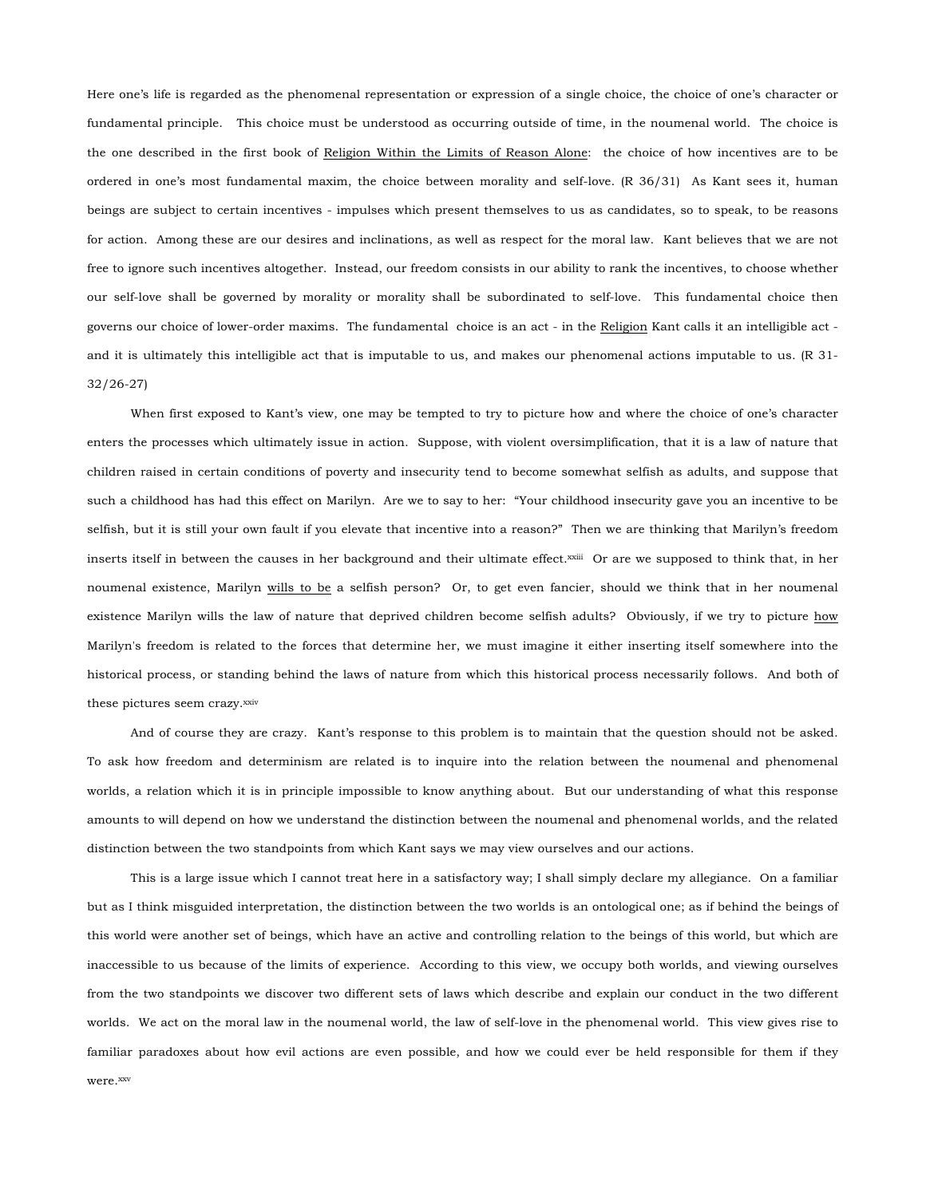Here one's life is regarded as the phenomenal representation or expression of a single choice, the choice of one's character or fundamental principle. This choice must be understood as occurring outside of time, in the noumenal world. The choice is the one described in the first book of Religion Within the Limits of Reason Alone: the choice of how incentives are to be ordered in one's most fundamental maxim, the choice between morality and self-love. (R 36/31) As Kant sees it, human beings are subject to certain incentives - impulses which present themselves to us as candidates, so to speak, to be reasons for action. Among these are our desires and inclinations, as well as respect for the moral law. Kant believes that we are not free to ignore such incentives altogether. Instead, our freedom consists in our ability to rank the incentives, to choose whether our self-love shall be governed by morality or morality shall be subordinated to self-love. This fundamental choice then governs our choice of lower-order maxims. The fundamental choice is an act - in the Religion Kant calls it an intelligible act - and it is ultimately this intelligible act that is imputable to us, and makes our phenomenal actions imputable to us. (R 31-32/26-27)

When first exposed to Kant's view, one may be tempted to try to picture how and where the choice of one's character enters the processes which ultimately issue in action. Suppose, with violent oversimplification, that it is a law of nature that children raised in certain conditions of poverty and insecurity tend to become somewhat selfish as adults, and suppose that such a childhood has had this effect on Marilyn. Are we to say to her: "Your childhood insecurity gave you an incentive to be selfish, but it is still your own fault if you elevate that incentive into a reason?" Then we are thinking that Marilyn's freedom inserts itself in between the causes in her background and their ultimate effect.[xxiii] Or are we supposed to think that, in her noumenal existence, Marilyn wills to be a selfish person? Or, to get even fancier, should we think that in her noumenal existence Marilyn wills the law of nature that deprived children become selfish adults? Obviously, if we try to picture how Marilyn's freedom is related to the forces that determine her, we must imagine it either inserting itself somewhere into the historical process, or standing behind the laws of nature from which this historical process necessarily follows. And both of these pictures seem crazy.[xxiv]

And of course they are crazy. Kant's response to this problem is to maintain that the question should not be asked. To ask how freedom and determinism are related is to inquire into the relation between the noumenal and phenomenal worlds, a relation which it is in principle impossible to know anything about. But our understanding of what this response amounts to will depend on how we understand the distinction between the noumenal and phenomenal worlds, and the related distinction between the two standpoints from which Kant says we may view ourselves and our actions.

This is a large issue which I cannot treat here in a satisfactory way; I shall simply declare my allegiance. On a familiar but as I think misguided interpretation, the distinction between the two worlds is an ontological one; as if behind the beings of this world were another set of beings, which have an active and controlling relation to the beings of this world, but which are inaccessible to us because of the limits of experience. According to this view, we occupy both worlds, and viewing ourselves from the two standpoints we discover two different sets of laws which describe and explain our conduct in the two different worlds. We act on the moral law in the noumenal world, the law of self-love in the phenomenal world. This view gives rise to familiar paradoxes about how evil actions are even possible, and how we could ever be held responsible for them if they were.[xxv]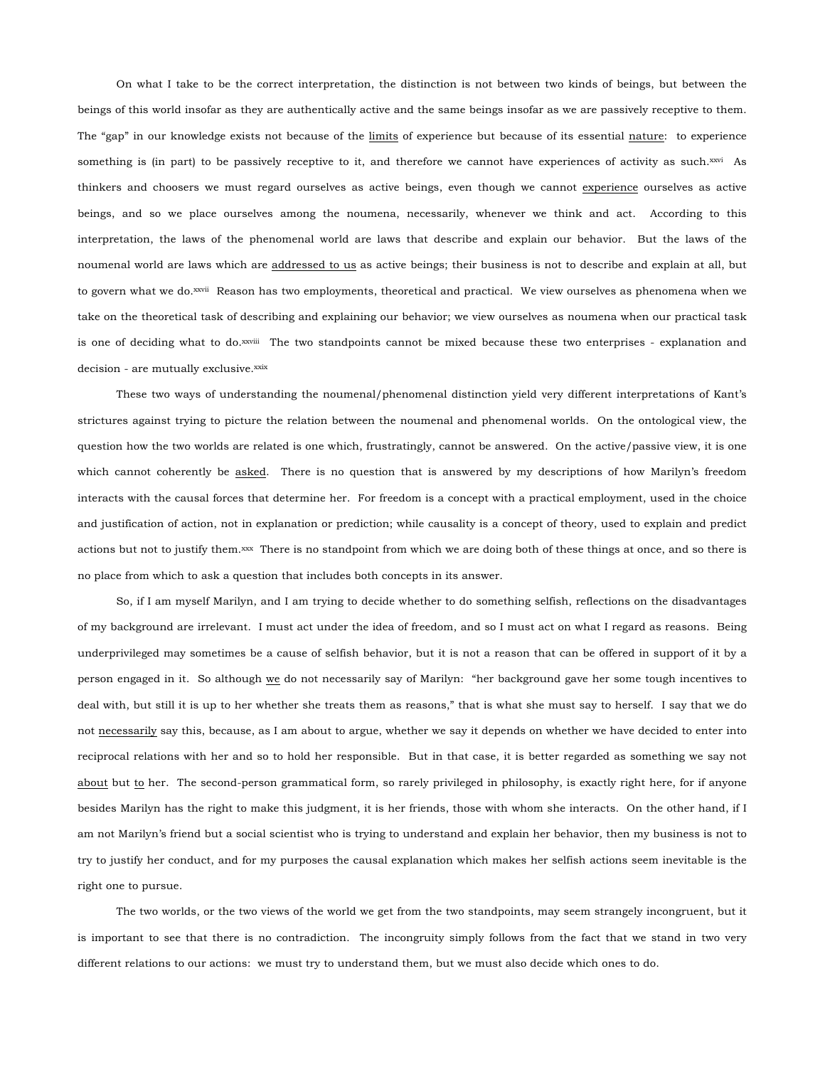On what I take to be the correct interpretation, the distinction is not between two kinds of beings, but between the beings of this world insofar as they are authentically active and the same beings insofar as we are passively receptive to them. The "gap" in our knowledge exists not because of the limits of experience but because of its essential nature: to experience something is (in part) to be passively receptive to it, and therefore we cannot have experiences of activity as such.[xxvi] As thinkers and choosers we must regard ourselves as active beings, even though we cannot experience ourselves as active beings, and so we place ourselves among the noumena, necessarily, whenever we think and act. According to this interpretation, the laws of the phenomenal world are laws that describe and explain our behavior. But the laws of the noumenal world are laws which are addressed to us as active beings; their business is not to describe and explain at all, but to govern what we do.[xxvii] Reason has two employments, theoretical and practical. We view ourselves as phenomena when we take on the theoretical task of describing and explaining our behavior; we view ourselves as noumena when our practical task is one of deciding what to do.[xxviii] The two standpoints cannot be mixed because these two enterprises - explanation and decision - are mutually exclusive.[xxix]

These two ways of understanding the noumenal/phenomenal distinction yield very different interpretations of Kant's strictures against trying to picture the relation between the noumenal and phenomenal worlds. On the ontological view, the question how the two worlds are related is one which, frustratingly, cannot be answered. On the active/passive view, it is one which cannot coherently be asked. There is no question that is answered by my descriptions of how Marilyn's freedom interacts with the causal forces that determine her. For freedom is a concept with a practical employment, used in the choice and justification of action, not in explanation or prediction; while causality is a concept of theory, used to explain and predict actions but not to justify them.[xxx] There is no standpoint from which we are doing both of these things at once, and so there is no place from which to ask a question that includes both concepts in its answer.

So, if I am myself Marilyn, and I am trying to decide whether to do something selfish, reflections on the disadvantages of my background are irrelevant. I must act under the idea of freedom, and so I must act on what I regard as reasons. Being underprivileged may sometimes be a cause of selfish behavior, but it is not a reason that can be offered in support of it by a person engaged in it. So although we do not necessarily say of Marilyn: "her background gave her some tough incentives to deal with, but still it is up to her whether she treats them as reasons," that is what she must say to herself. I say that we do not necessarily say this, because, as I am about to argue, whether we say it depends on whether we have decided to enter into reciprocal relations with her and so to hold her responsible. But in that case, it is better regarded as something we say not about but to her. The second-person grammatical form, so rarely privileged in philosophy, is exactly right here, for if anyone besides Marilyn has the right to make this judgment, it is her friends, those with whom she interacts. On the other hand, if I am not Marilyn's friend but a social scientist who is trying to understand and explain her behavior, then my business is not to try to justify her conduct, and for my purposes the causal explanation which makes her selfish actions seem inevitable is the right one to pursue.

The two worlds, or the two views of the world we get from the two standpoints, may seem strangely incongruent, but it is important to see that there is no contradiction. The incongruity simply follows from the fact that we stand in two very different relations to our actions: we must try to understand them, but we must also decide which ones to do.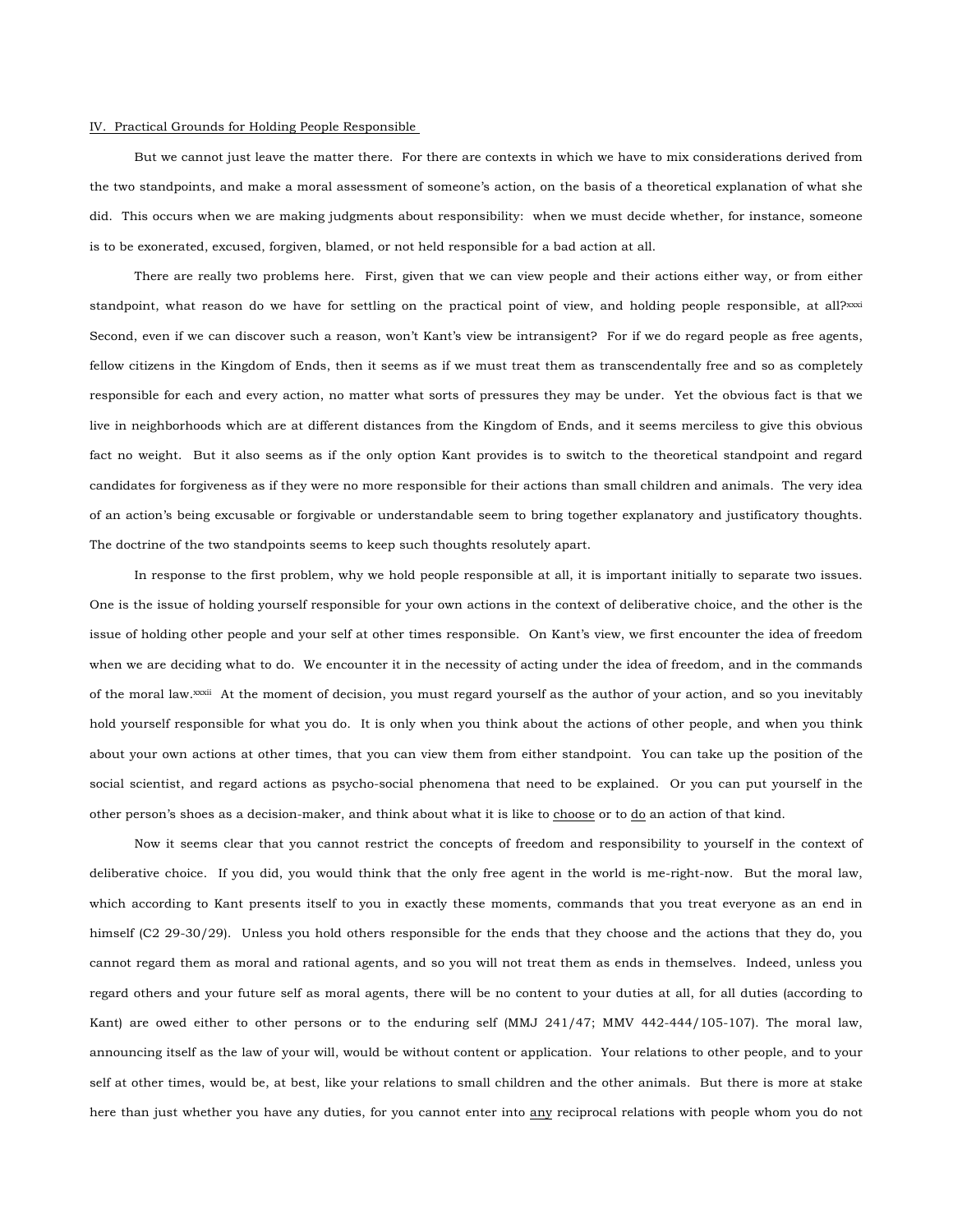IV. Practical Grounds for Holding People Responsible

But we cannot just leave the matter there. For there are contexts in which we have to mix considerations derived from the two standpoints, and make a moral assessment of someone's action, on the basis of a theoretical explanation of what she did. This occurs when we are making judgments about responsibility: when we must decide whether, for instance, someone is to be exonerated, excused, forgiven, blamed, or not held responsible for a bad action at all.

There are really two problems here. First, given that we can view people and their actions either way, or from either standpoint, what reason do we have for settling on the practical point of view, and holding people responsible, at all?[xxxi] Second, even if we can discover such a reason, won't Kant's view be intransigent? For if we do regard people as free agents, fellow citizens in the Kingdom of Ends, then it seems as if we must treat them as transcendentally free and so as completely responsible for each and every action, no matter what sorts of pressures they may be under. Yet the obvious fact is that we live in neighborhoods which are at different distances from the Kingdom of Ends, and it seems merciless to give this obvious fact no weight. But it also seems as if the only option Kant provides is to switch to the theoretical standpoint and regard candidates for forgiveness as if they were no more responsible for their actions than small children and animals. The very idea of an action's being excusable or forgivable or understandable seem to bring together explanatory and justificatory thoughts. The doctrine of the two standpoints seems to keep such thoughts resolutely apart.

In response to the first problem, why we hold people responsible at all, it is important initially to separate two issues. One is the issue of holding yourself responsible for your own actions in the context of deliberative choice, and the other is the issue of holding other people and your self at other times responsible. On Kant's view, we first encounter the idea of freedom when we are deciding what to do. We encounter it in the necessity of acting under the idea of freedom, and in the commands of the moral law.[xxxii] At the moment of decision, you must regard yourself as the author of your action, and so you inevitably hold yourself responsible for what you do. It is only when you think about the actions of other people, and when you think about your own actions at other times, that you can view them from either standpoint. You can take up the position of the social scientist, and regard actions as psycho-social phenomena that need to be explained. Or you can put yourself in the other person's shoes as a decision-maker, and think about what it is like to <u>choose</u> or to <u>do</u> an action of that kind.

Now it seems clear that you cannot restrict the concepts of freedom and responsibility to yourself in the context of deliberative choice. If you did, you would think that the only free agent in the world is me-right-now. But the moral law, which according to Kant presents itself to you in exactly these moments, commands that you treat everyone as an end in himself (C2 29-30/29). Unless you hold others responsible for the ends that they choose and the actions that they do, you cannot regard them as moral and rational agents, and so you will not treat them as ends in themselves. Indeed, unless you regard others and your future self as moral agents, there will be no content to your duties at all, for all duties (according to Kant) are owed either to other persons or to the enduring self (MMJ 241/47; MMV 442-444/105-107). The moral law, announcing itself as the law of your will, would be without content or application. Your relations to other people, and to your self at other times, would be, at best, like your relations to small children and the other animals. But there is more at stake here than just whether you have any duties, for you cannot enter into <u>any</u> reciprocal relations with people whom you do not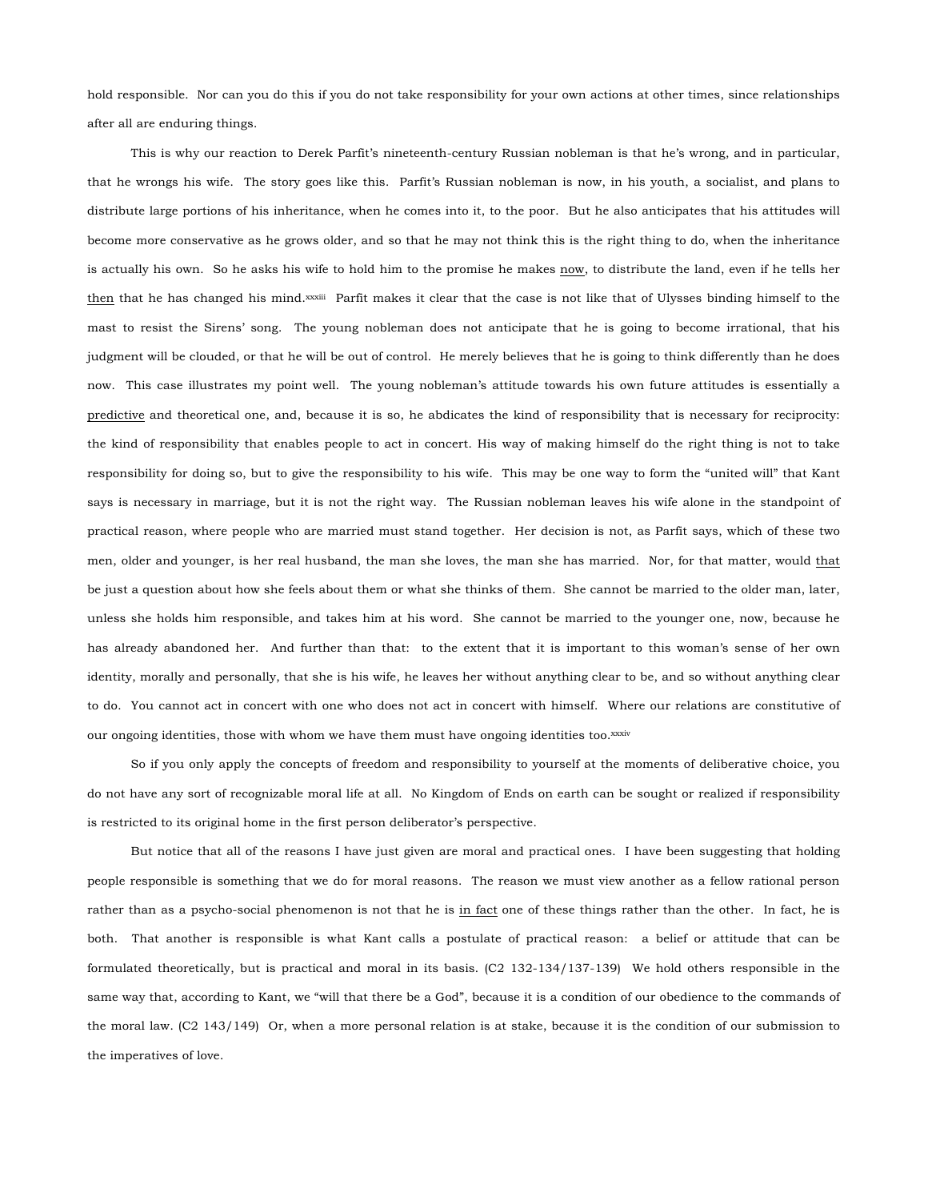hold responsible. Nor can you do this if you do not take responsibility for your own actions at other times, since relationships after all are enduring things.

This is why our reaction to Derek Parfit's nineteenth-century Russian nobleman is that he's wrong, and in particular, that he wrongs his wife. The story goes like this. Parfit's Russian nobleman is now, in his youth, a socialist, and plans to distribute large portions of his inheritance, when he comes into it, to the poor. But he also anticipates that his attitudes will become more conservative as he grows older, and so that he may not think this is the right thing to do, when the inheritance is actually his own. So he asks his wife to hold him to the promise he makes now, to distribute the land, even if he tells her then that he has changed his mind.[xxxiii] Parfit makes it clear that the case is not like that of Ulysses binding himself to the mast to resist the Sirens' song. The young nobleman does not anticipate that he is going to become irrational, that his judgment will be clouded, or that he will be out of control. He merely believes that he is going to think differently than he does now. This case illustrates my point well. The young nobleman's attitude towards his own future attitudes is essentially a predictive and theoretical one, and, because it is so, he abdicates the kind of responsibility that is necessary for reciprocity: the kind of responsibility that enables people to act in concert. His way of making himself do the right thing is not to take responsibility for doing so, but to give the responsibility to his wife. This may be one way to form the "united will" that Kant says is necessary in marriage, but it is not the right way. The Russian nobleman leaves his wife alone in the standpoint of practical reason, where people who are married must stand together. Her decision is not, as Parfit says, which of these two men, older and younger, is her real husband, the man she loves, the man she has married. Nor, for that matter, would that be just a question about how she feels about them or what she thinks of them. She cannot be married to the older man, later, unless she holds him responsible, and takes him at his word. She cannot be married to the younger one, now, because he has already abandoned her. And further than that: to the extent that it is important to this woman's sense of her own identity, morally and personally, that she is his wife, he leaves her without anything clear to be, and so without anything clear to do. You cannot act in concert with one who does not act in concert with himself. Where our relations are constitutive of our ongoing identities, those with whom we have them must have ongoing identities too.[xxxiv]

So if you only apply the concepts of freedom and responsibility to yourself at the moments of deliberative choice, you do not have any sort of recognizable moral life at all. No Kingdom of Ends on earth can be sought or realized if responsibility is restricted to its original home in the first person deliberator's perspective.

But notice that all of the reasons I have just given are moral and practical ones. I have been suggesting that holding people responsible is something that we do for moral reasons. The reason we must view another as a fellow rational person rather than as a psycho-social phenomenon is not that he is in fact one of these things rather than the other. In fact, he is both. That another is responsible is what Kant calls a postulate of practical reason: a belief or attitude that can be formulated theoretically, but is practical and moral in its basis. (C2 132-134/137-139) We hold others responsible in the same way that, according to Kant, we "will that there be a God", because it is a condition of our obedience to the commands of the moral law. (C2 143/149) Or, when a more personal relation is at stake, because it is the condition of our submission to the imperatives of love.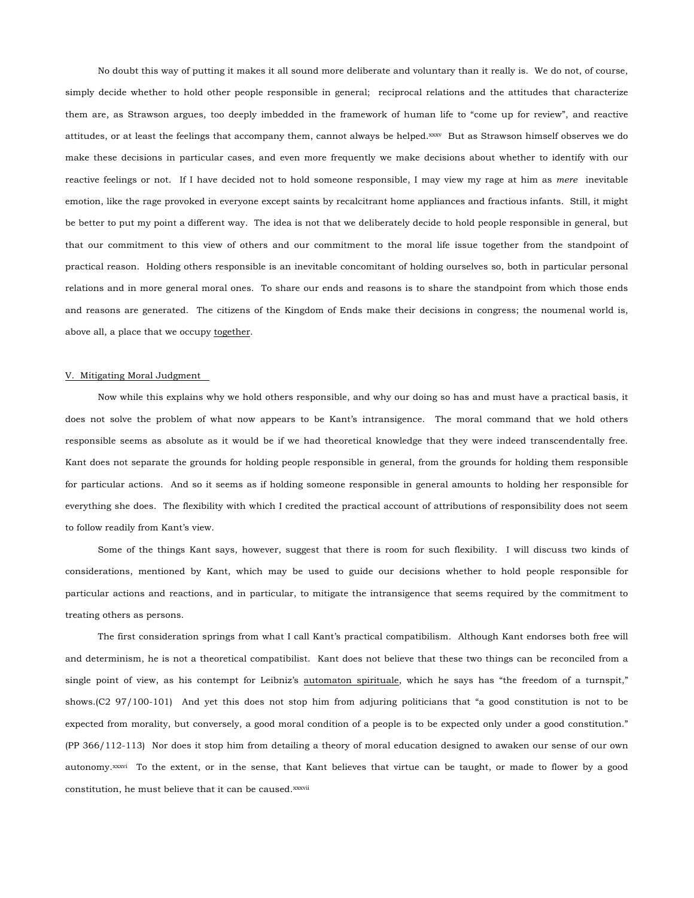No doubt this way of putting it makes it all sound more deliberate and voluntary than it really is. We do not, of course, simply decide whether to hold other people responsible in general; reciprocal relations and the attitudes that characterize them are, as Strawson argues, too deeply imbedded in the framework of human life to "come up for review", and reactive attitudes, or at least the feelings that accompany them, cannot always be helped.[xxxv] But as Strawson himself observes we do make these decisions in particular cases, and even more frequently we make decisions about whether to identify with our reactive feelings or not. If I have decided not to hold someone responsible, I may view my rage at him as *mere* inevitable emotion, like the rage provoked in everyone except saints by recalcitrant home appliances and fractious infants. Still, it might be better to put my point a different way. The idea is not that we deliberately decide to hold people responsible in general, but that our commitment to this view of others and our commitment to the moral life issue together from the standpoint of practical reason. Holding others responsible is an inevitable concomitant of holding ourselves so, both in particular personal relations and in more general moral ones. To share our ends and reasons is to share the standpoint from which those ends and reasons are generated. The citizens of the Kingdom of Ends make their decisions in congress; the noumenal world is, above all, a place that we occupy together.

## V. Mitigating Moral Judgment

Now while this explains why we hold others responsible, and why our doing so has and must have a practical basis, it does not solve the problem of what now appears to be Kant's intransigence. The moral command that we hold others responsible seems as absolute as it would be if we had theoretical knowledge that they were indeed transcendentally free. Kant does not separate the grounds for holding people responsible in general, from the grounds for holding them responsible for particular actions. And so it seems as if holding someone responsible in general amounts to holding her responsible for everything she does. The flexibility with which I credited the practical account of attributions of responsibility does not seem to follow readily from Kant's view.

Some of the things Kant says, however, suggest that there is room for such flexibility. I will discuss two kinds of considerations, mentioned by Kant, which may be used to guide our decisions whether to hold people responsible for particular actions and reactions, and in particular, to mitigate the intransigence that seems required by the commitment to treating others as persons.

The first consideration springs from what I call Kant's practical compatibilism. Although Kant endorses both free will and determinism, he is not a theoretical compatibilist. Kant does not believe that these two things can be reconciled from a single point of view, as his contempt for Leibniz's automaton spirituale, which he says has "the freedom of a turnspit," shows.(C2 97/100-101) And yet this does not stop him from adjuring politicians that "a good constitution is not to be expected from morality, but conversely, a good moral condition of a people is to be expected only under a good constitution." (PP 366/112-113) Nor does it stop him from detailing a theory of moral education designed to awaken our sense of our own autonomy.[xxxvi] To the extent, or in the sense, that Kant believes that virtue can be taught, or made to flower by a good constitution, he must believe that it can be caused.[xxxvii]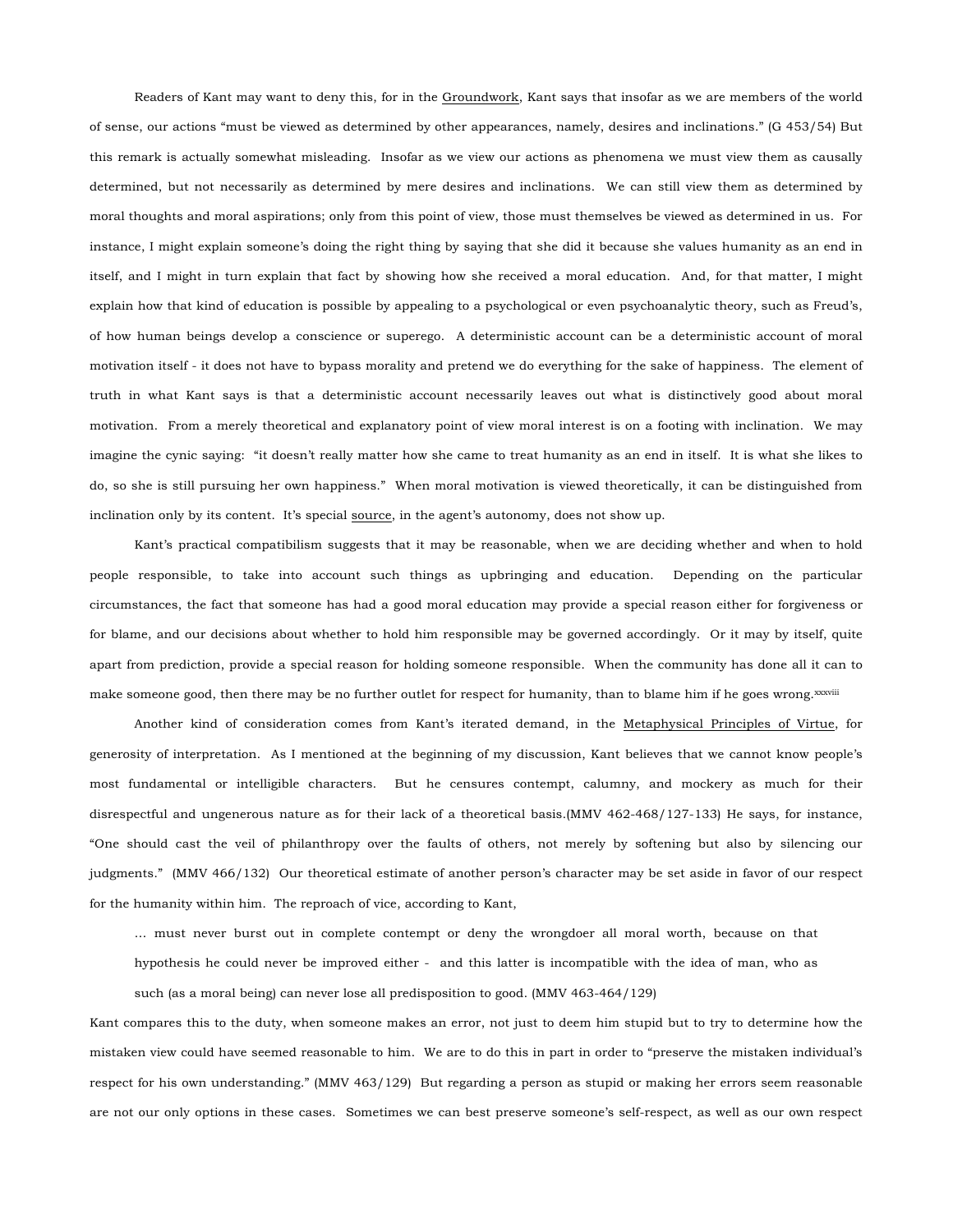Readers of Kant may want to deny this, for in the Groundwork, Kant says that insofar as we are members of the world of sense, our actions "must be viewed as determined by other appearances, namely, desires and inclinations." (G 453/54) But this remark is actually somewhat misleading. Insofar as we view our actions as phenomena we must view them as causally determined, but not necessarily as determined by mere desires and inclinations. We can still view them as determined by moral thoughts and moral aspirations; only from this point of view, those must themselves be viewed as determined in us. For instance, I might explain someone's doing the right thing by saying that she did it because she values humanity as an end in itself, and I might in turn explain that fact by showing how she received a moral education. And, for that matter, I might explain how that kind of education is possible by appealing to a psychological or even psychoanalytic theory, such as Freud's, of how human beings develop a conscience or superego. A deterministic account can be a deterministic account of moral motivation itself - it does not have to bypass morality and pretend we do everything for the sake of happiness. The element of truth in what Kant says is that a deterministic account necessarily leaves out what is distinctively good about moral motivation. From a merely theoretical and explanatory point of view moral interest is on a footing with inclination. We may imagine the cynic saying: "it doesn't really matter how she came to treat humanity as an end in itself. It is what she likes to do, so she is still pursuing her own happiness." When moral motivation is viewed theoretically, it can be distinguished from inclination only by its content. It's special source, in the agent's autonomy, does not show up.

Kant's practical compatibilism suggests that it may be reasonable, when we are deciding whether and when to hold people responsible, to take into account such things as upbringing and education. Depending on the particular circumstances, the fact that someone has had a good moral education may provide a special reason either for forgiveness or for blame, and our decisions about whether to hold him responsible may be governed accordingly. Or it may by itself, quite apart from prediction, provide a special reason for holding someone responsible. When the community has done all it can to make someone good, then there may be no further outlet for respect for humanity, than to blame him if he goes wrong.[xxxviii]

Another kind of consideration comes from Kant's iterated demand, in the Metaphysical Principles of Virtue, for generosity of interpretation. As I mentioned at the beginning of my discussion, Kant believes that we cannot know people's most fundamental or intelligible characters. But he censures contempt, calumny, and mockery as much for their disrespectful and ungenerous nature as for their lack of a theoretical basis.(MMV 462-468/127-133) He says, for instance, "One should cast the veil of philanthropy over the faults of others, not merely by softening but also by silencing our judgments." (MMV 466/132) Our theoretical estimate of another person's character may be set aside in favor of our respect for the humanity within him. The reproach of vice, according to Kant,

> ... must never burst out in complete contempt or deny the wrongdoer all moral worth, because on that hypothesis he could never be improved either - and this latter is incompatible with the idea of man, who as such (as a moral being) can never lose all predisposition to good. (MMV 463-464/129)

Kant compares this to the duty, when someone makes an error, not just to deem him stupid but to try to determine how the mistaken view could have seemed reasonable to him. We are to do this in part in order to "preserve the mistaken individual's respect for his own understanding." (MMV 463/129) But regarding a person as stupid or making her errors seem reasonable are not our only options in these cases. Sometimes we can best preserve someone's self-respect, as well as our own respect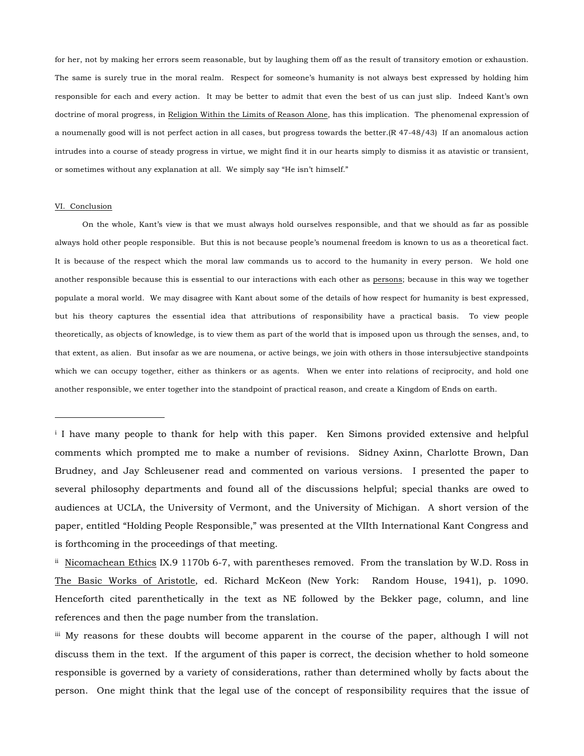for her, not by making her errors seem reasonable, but by laughing them off as the result of transitory emotion or exhaustion. The same is surely true in the moral realm. Respect for someone's humanity is not always best expressed by holding him responsible for each and every action. It may be better to admit that even the best of us can just slip. Indeed Kant's own doctrine of moral progress, in Religion Within the Limits of Reason Alone, has this implication. The phenomenal expression of a noumenally good will is not perfect action in all cases, but progress towards the better.(R 47-48/43) If an anomalous action intrudes into a course of steady progress in virtue, we might find it in our hearts simply to dismiss it as atavistic or transient, or sometimes without any explanation at all. We simply say "He isn't himself."

## VI. Conclusion

On the whole, Kant's view is that we must always hold ourselves responsible, and that we should as far as possible always hold other people responsible. But this is not because people's noumenal freedom is known to us as a theoretical fact. It is because of the respect which the moral law commands us to accord to the humanity in every person. We hold one another responsible because this is essential to our interactions with each other as persons; because in this way we together populate a moral world. We may disagree with Kant about some of the details of how respect for humanity is best expressed, but his theory captures the essential idea that attributions of responsibility have a practical basis. To view people theoretically, as objects of knowledge, is to view them as part of the world that is imposed upon us through the senses, and, to that extent, as alien. But insofar as we are noumena, or active beings, we join with others in those intersubjective standpoints which we can occupy together, either as thinkers or as agents. When we enter into relations of reciprocity, and hold one another responsible, we enter together into the standpoint of practical reason, and create a Kingdom of Ends on earth.

---

[i] I have many people to thank for help with this paper. Ken Simons provided extensive and helpful comments which prompted me to make a number of revisions. Sidney Axinn, Charlotte Brown, Dan Brudney, and Jay Schleusener read and commented on various versions. I presented the paper to several philosophy departments and found all of the discussions helpful; special thanks are owed to audiences at UCLA, the University of Vermont, and the University of Michigan. A short version of the paper, entitled "Holding People Responsible," was presented at the VIIth International Kant Congress and is forthcoming in the proceedings of that meeting.

[ii] Nicomachean Ethics IX.9 1170b 6-7, with parentheses removed. From the translation by W.D. Ross in The Basic Works of Aristotle, ed. Richard McKeon (New York: Random House, 1941), p. 1090. Henceforth cited parenthetically in the text as NE followed by the Bekker page, column, and line references and then the page number from the translation.

[iii] My reasons for these doubts will become apparent in the course of the paper, although I will not discuss them in the text. If the argument of this paper is correct, the decision whether to hold someone responsible is governed by a variety of considerations, rather than determined wholly by facts about the person. One might think that the legal use of the concept of responsibility requires that the issue of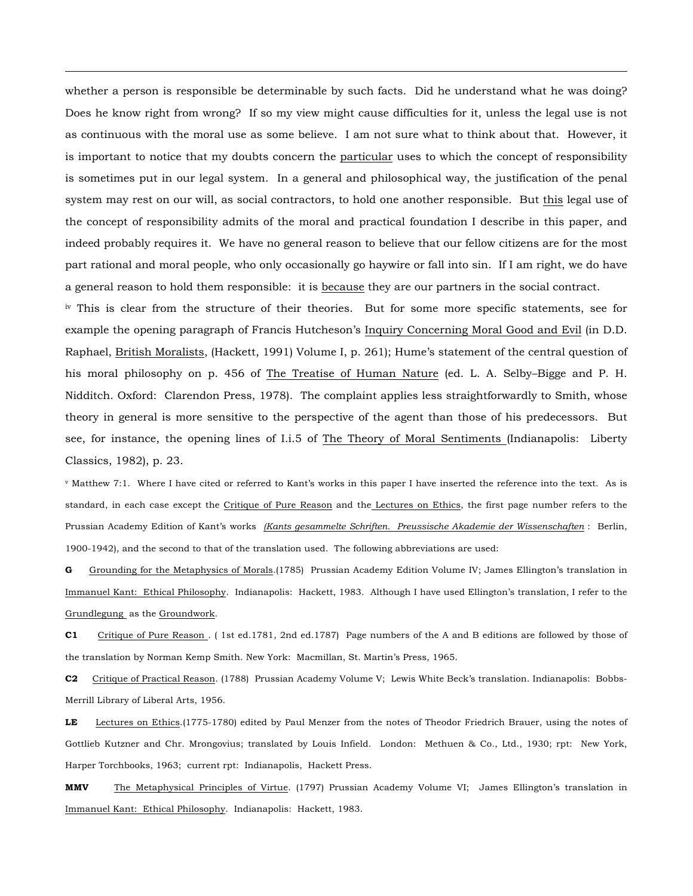whether a person is responsible be determinable by such facts. Did he understand what he was doing? Does he know right from wrong? If so my view might cause difficulties for it, unless the legal use is not as continuous with the moral use as some believe. I am not sure what to think about that. However, it is important to notice that my doubts concern the particular uses to which the concept of responsibility is sometimes put in our legal system. In a general and philosophical way, the justification of the penal system may rest on our will, as social contractors, to hold one another responsible. But this legal use of the concept of responsibility admits of the moral and practical foundation I describe in this paper, and indeed probably requires it. We have no general reason to believe that our fellow citizens are for the most part rational and moral people, who only occasionally go haywire or fall into sin. If I am right, we do have a general reason to hold them responsible: it is because they are our partners in the social contract.

[iv] This is clear from the structure of their theories. But for some more specific statements, see for example the opening paragraph of Francis Hutcheson's Inquiry Concerning Moral Good and Evil (in D.D. Raphael, British Moralists, (Hackett, 1991) Volume I, p. 261); Hume's statement of the central question of his moral philosophy on p. 456 of The Treatise of Human Nature (ed. L. A. Selby–Bigge and P. H. Nidditch. Oxford: Clarendon Press, 1978). The complaint applies less straightforwardly to Smith, whose theory in general is more sensitive to the perspective of the agent than those of his predecessors. But see, for instance, the opening lines of I.i.5 of The Theory of Moral Sentiments (Indianapolis: Liberty Classics, 1982), p. 23.

[v] Matthew 7:1. Where I have cited or referred to Kant's works in this paper I have inserted the reference into the text. As is standard, in each case except the Critique of Pure Reason and the Lectures on Ethics, the first page number refers to the Prussian Academy Edition of Kant's works *(Kants gesammelte Schriften. Preussische Akademie der Wissenschaften* : Berlin, 1900-1942), and the second to that of the translation used. The following abbreviations are used:

**G** Grounding for the Metaphysics of Morals.(1785) Prussian Academy Edition Volume IV; James Ellington's translation in Immanuel Kant: Ethical Philosophy. Indianapolis: Hackett, 1983. Although I have used Ellington's translation, I refer to the Grundlegung as the Groundwork.

**C1** Critique of Pure Reason . ( 1st ed.1781, 2nd ed.1787) Page numbers of the A and B editions are followed by those of the translation by Norman Kemp Smith. New York: Macmillan, St. Martin's Press, 1965.

**C2** Critique of Practical Reason. (1788) Prussian Academy Volume V; Lewis White Beck's translation. Indianapolis: Bobbs-Merrill Library of Liberal Arts, 1956.

**LE** Lectures on Ethics.(1775-1780) edited by Paul Menzer from the notes of Theodor Friedrich Brauer, using the notes of Gottlieb Kutzner and Chr. Mrongovius; translated by Louis Infield. London: Methuen & Co., Ltd., 1930; rpt: New York, Harper Torchbooks, 1963; current rpt: Indianapolis, Hackett Press.

**MMV** The Metaphysical Principles of Virtue. (1797) Prussian Academy Volume VI; James Ellington's translation in Immanuel Kant: Ethical Philosophy. Indianapolis: Hackett, 1983.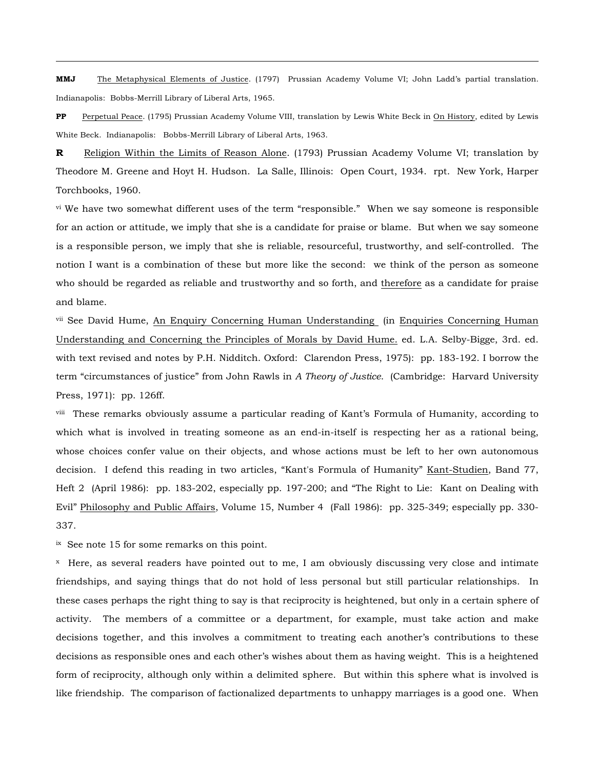**MMJ** <u>The Metaphysical Elements of Justice</u>. (1797) Prussian Academy Volume VI; John Ladd's partial translation. Indianapolis: Bobbs-Merrill Library of Liberal Arts, 1965.

**PP** <u>Perpetual Peace</u>. (1795) Prussian Academy Volume VIII, translation by Lewis White Beck in <u>On History</u>, edited by Lewis White Beck. Indianapolis: Bobbs-Merrill Library of Liberal Arts, 1963.

**R** <u>Religion Within the Limits of Reason Alone</u>. (1793) Prussian Academy Volume VI; translation by Theodore M. Greene and Hoyt H. Hudson. La Salle, Illinois: Open Court, 1934. rpt. New York, Harper Torchbooks, 1960.

[vi] We have two somewhat different uses of the term "responsible." When we say someone is responsible for an action or attitude, we imply that she is a candidate for praise or blame. But when we say someone is a responsible person, we imply that she is reliable, resourceful, trustworthy, and self-controlled. The notion I want is a combination of these but more like the second: we think of the person as someone who should be regarded as reliable and trustworthy and so forth, and <u>therefore</u> as a candidate for praise and blame.

[vii] See David Hume, <u>An Enquiry Concerning Human Understanding</u> (in <u>Enquiries Concerning Human Understanding and Concerning the Principles of Morals by David Hume.</u> ed. L.A. Selby-Bigge, 3rd. ed. with text revised and notes by P.H. Nidditch. Oxford: Clarendon Press, 1975): pp. 183-192. I borrow the term "circumstances of justice" from John Rawls in *A Theory of Justice*. (Cambridge: Harvard University Press, 1971): pp. 126ff.

[viii] These remarks obviously assume a particular reading of Kant's Formula of Humanity, according to which what is involved in treating someone as an end-in-itself is respecting her as a rational being, whose choices confer value on their objects, and whose actions must be left to her own autonomous decision. I defend this reading in two articles, "Kant's Formula of Humanity" <u>Kant-Studien</u>, Band 77, Heft 2 (April 1986): pp. 183-202, especially pp. 197-200; and "The Right to Lie: Kant on Dealing with Evil" <u>Philosophy and Public Affairs</u>, Volume 15, Number 4 (Fall 1986): pp. 325-349; especially pp. 330-337.

[ix] See note 15 for some remarks on this point.

[x] Here, as several readers have pointed out to me, I am obviously discussing very close and intimate friendships, and saying things that do not hold of less personal but still particular relationships. In these cases perhaps the right thing to say is that reciprocity is heightened, but only in a certain sphere of activity. The members of a committee or a department, for example, must take action and make decisions together, and this involves a commitment to treating each another's contributions to these decisions as responsible ones and each other's wishes about them as having weight. This is a heightened form of reciprocity, although only within a delimited sphere. But within this sphere what is involved is like friendship. The comparison of factionalized departments to unhappy marriages is a good one. When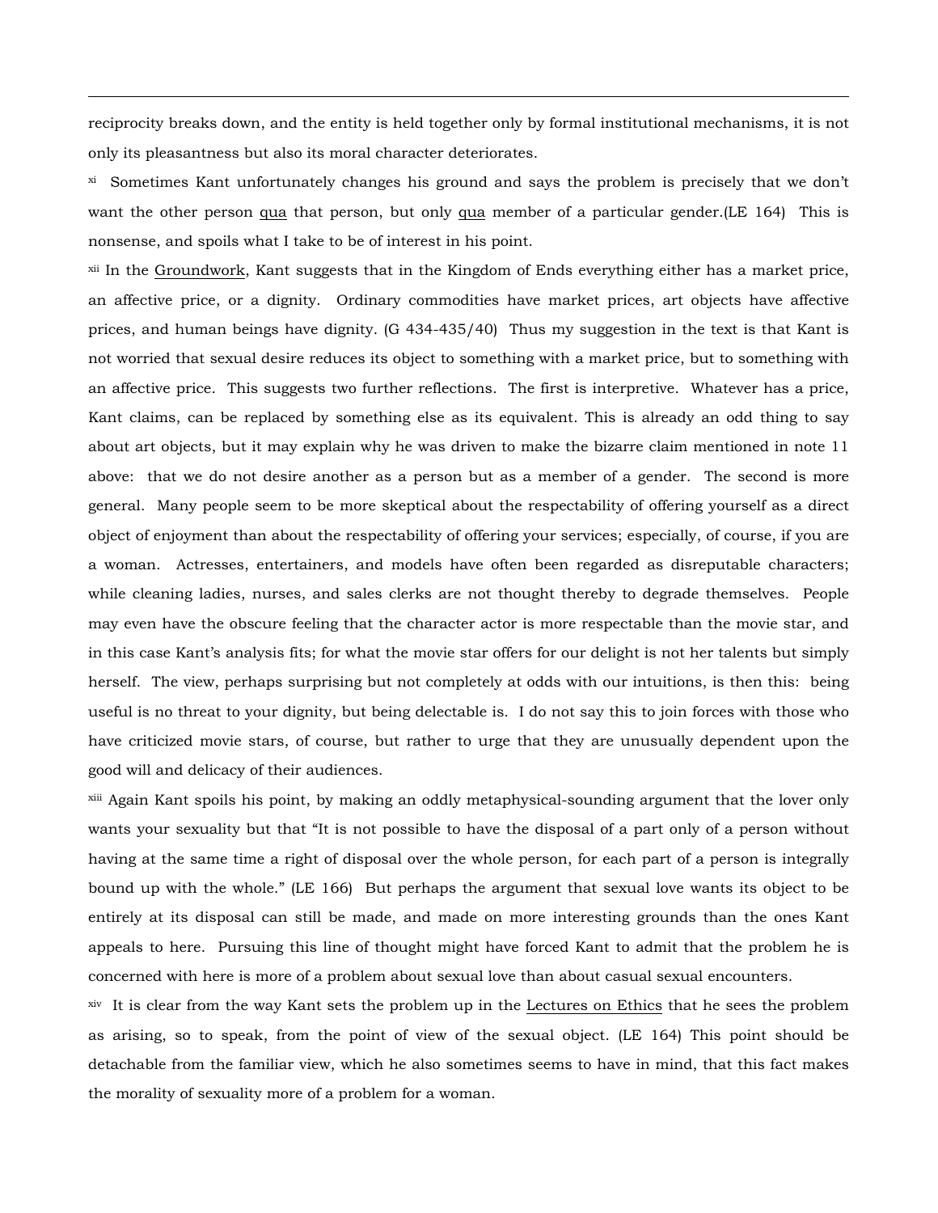reciprocity breaks down, and the entity is held together only by formal institutional mechanisms, it is not only its pleasantness but also its moral character deteriorates.

[xi] Sometimes Kant unfortunately changes his ground and says the problem is precisely that we don't want the other person qua that person, but only qua member of a particular gender.(LE 164) This is nonsense, and spoils what I take to be of interest in his point.

[xii] In the Groundwork, Kant suggests that in the Kingdom of Ends everything either has a market price, an affective price, or a dignity. Ordinary commodities have market prices, art objects have affective prices, and human beings have dignity. (G 434-435/40) Thus my suggestion in the text is that Kant is not worried that sexual desire reduces its object to something with a market price, but to something with an affective price. This suggests two further reflections. The first is interpretive. Whatever has a price, Kant claims, can be replaced by something else as its equivalent. This is already an odd thing to say about art objects, but it may explain why he was driven to make the bizarre claim mentioned in note 11 above: that we do not desire another as a person but as a member of a gender. The second is more general. Many people seem to be more skeptical about the respectability of offering yourself as a direct object of enjoyment than about the respectability of offering your services; especially, of course, if you are a woman. Actresses, entertainers, and models have often been regarded as disreputable characters; while cleaning ladies, nurses, and sales clerks are not thought thereby to degrade themselves. People may even have the obscure feeling that the character actor is more respectable than the movie star, and in this case Kant's analysis fits; for what the movie star offers for our delight is not her talents but simply herself. The view, perhaps surprising but not completely at odds with our intuitions, is then this: being useful is no threat to your dignity, but being delectable is. I do not say this to join forces with those who have criticized movie stars, of course, but rather to urge that they are unusually dependent upon the good will and delicacy of their audiences.

[xiii] Again Kant spoils his point, by making an oddly metaphysical-sounding argument that the lover only wants your sexuality but that "It is not possible to have the disposal of a part only of a person without having at the same time a right of disposal over the whole person, for each part of a person is integrally bound up with the whole." (LE 166) But perhaps the argument that sexual love wants its object to be entirely at its disposal can still be made, and made on more interesting grounds than the ones Kant appeals to here. Pursuing this line of thought might have forced Kant to admit that the problem he is concerned with here is more of a problem about sexual love than about casual sexual encounters.

[xiv] It is clear from the way Kant sets the problem up in the Lectures on Ethics that he sees the problem as arising, so to speak, from the point of view of the sexual object. (LE 164) This point should be detachable from the familiar view, which he also sometimes seems to have in mind, that this fact makes the morality of sexuality more of a problem for a woman.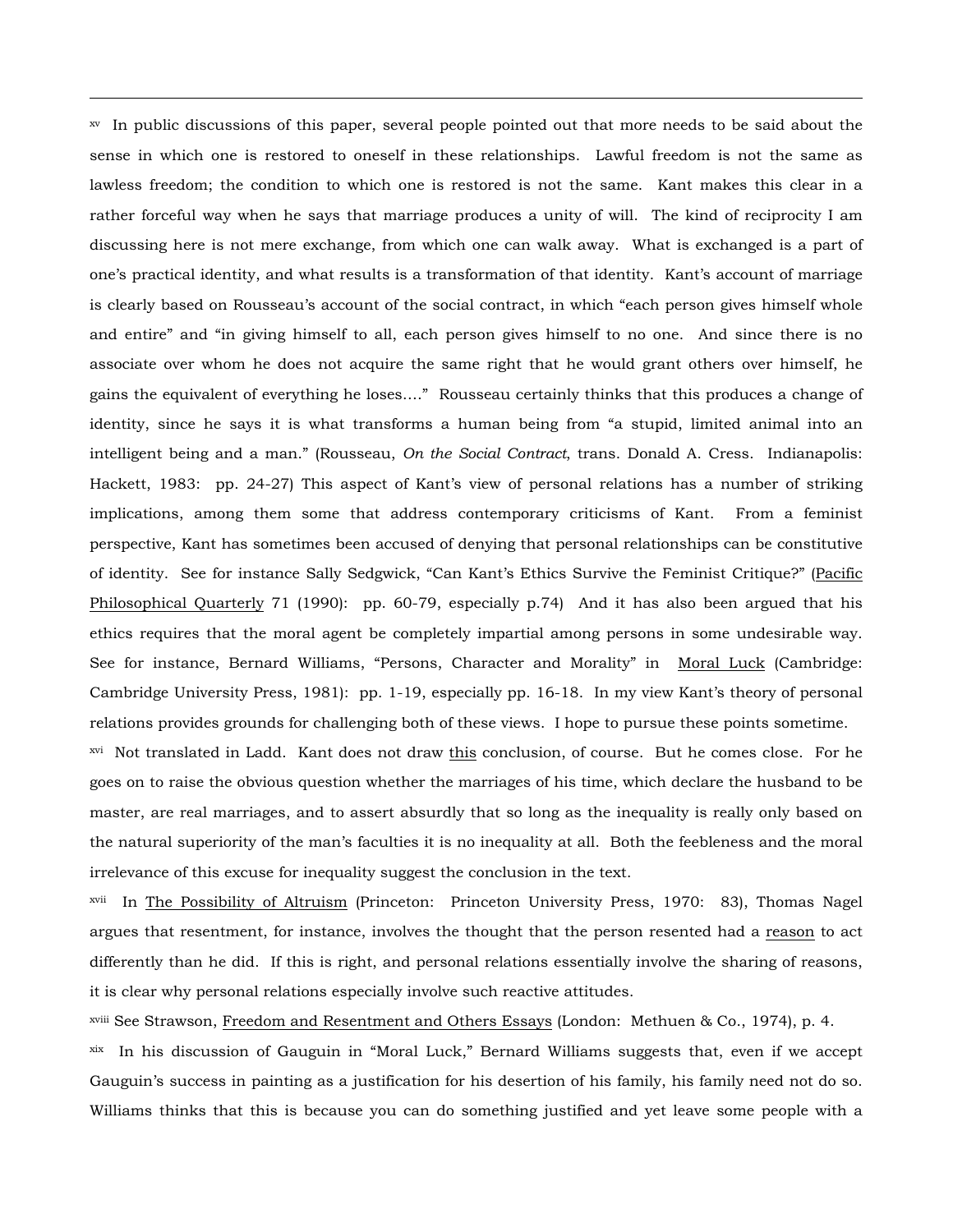[xv] In public discussions of this paper, several people pointed out that more needs to be said about the sense in which one is restored to oneself in these relationships. Lawful freedom is not the same as lawless freedom; the condition to which one is restored is not the same. Kant makes this clear in a rather forceful way when he says that marriage produces a unity of will. The kind of reciprocity I am discussing here is not mere exchange, from which one can walk away. What is exchanged is a part of one's practical identity, and what results is a transformation of that identity. Kant's account of marriage is clearly based on Rousseau's account of the social contract, in which "each person gives himself whole and entire" and "in giving himself to all, each person gives himself to no one. And since there is no associate over whom he does not acquire the same right that he would grant others over himself, he gains the equivalent of everything he loses…." Rousseau certainly thinks that this produces a change of identity, since he says it is what transforms a human being from "a stupid, limited animal into an intelligent being and a man." (Rousseau, *On the Social Contract*, trans. Donald A. Cress. Indianapolis: Hackett, 1983: pp. 24-27) This aspect of Kant's view of personal relations has a number of striking implications, among them some that address contemporary criticisms of Kant. From a feminist perspective, Kant has sometimes been accused of denying that personal relationships can be constitutive of identity. See for instance Sally Sedgwick, "Can Kant's Ethics Survive the Feminist Critique?" (<u>Pacific Philosophical Quarterly</u> 71 (1990): pp. 60-79, especially p.74) And it has also been argued that his ethics requires that the moral agent be completely impartial among persons in some undesirable way. See for instance, Bernard Williams, "Persons, Character and Morality" in <u>Moral Luck</u> (Cambridge: Cambridge University Press, 1981): pp. 1-19, especially pp. 16-18. In my view Kant's theory of personal relations provides grounds for challenging both of these views. I hope to pursue these points sometime.

[xvi] Not translated in Ladd. Kant does not draw <u>this</u> conclusion, of course. But he comes close. For he goes on to raise the obvious question whether the marriages of his time, which declare the husband to be master, are real marriages, and to assert absurdly that so long as the inequality is really only based on the natural superiority of the man's faculties it is no inequality at all. Both the feebleness and the moral irrelevance of this excuse for inequality suggest the conclusion in the text.

[xvii] In <u>The Possibility of Altruism</u> (Princeton: Princeton University Press, 1970: 83), Thomas Nagel argues that resentment, for instance, involves the thought that the person resented had a <u>reason</u> to act differently than he did. If this is right, and personal relations essentially involve the sharing of reasons, it is clear why personal relations especially involve such reactive attitudes.

[xviii] See Strawson, <u>Freedom and Resentment and Others Essays</u> (London: Methuen & Co., 1974), p. 4.

[xix] In his discussion of Gauguin in "Moral Luck," Bernard Williams suggests that, even if we accept Gauguin's success in painting as a justification for his desertion of his family, his family need not do so. Williams thinks that this is because you can do something justified and yet leave some people with a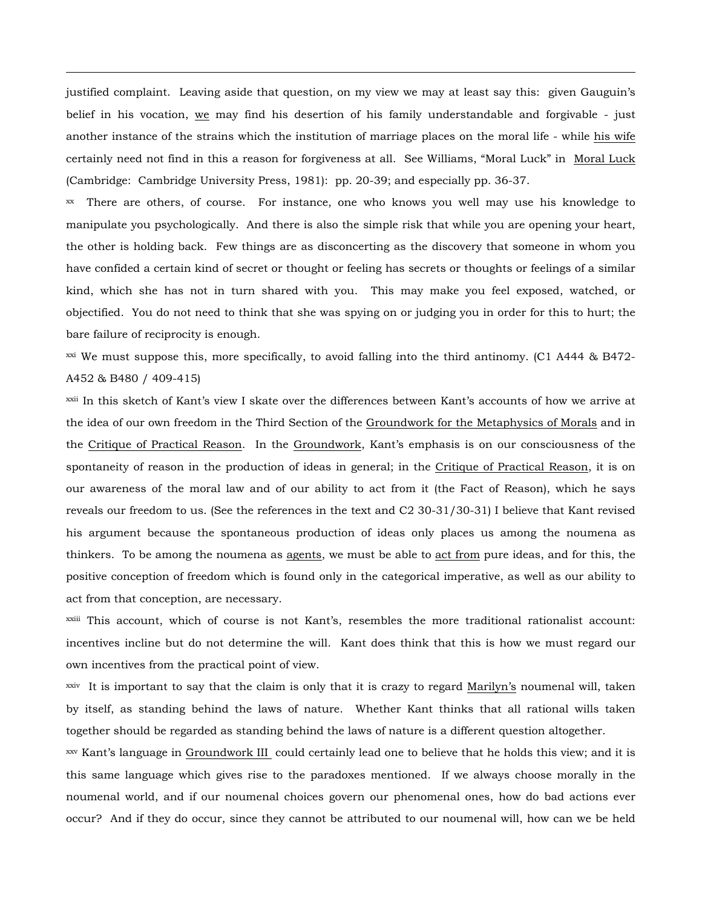justified complaint. Leaving aside that question, on my view we may at least say this: given Gauguin's belief in his vocation, we may find his desertion of his family understandable and forgivable - just another instance of the strains which the institution of marriage places on the moral life - while his wife certainly need not find in this a reason for forgiveness at all. See Williams, "Moral Luck" in Moral Luck (Cambridge: Cambridge University Press, 1981): pp. 20-39; and especially pp. 36-37.

[xx] There are others, of course. For instance, one who knows you well may use his knowledge to manipulate you psychologically. And there is also the simple risk that while you are opening your heart, the other is holding back. Few things are as disconcerting as the discovery that someone in whom you have confided a certain kind of secret or thought or feeling has secrets or thoughts or feelings of a similar kind, which she has not in turn shared with you. This may make you feel exposed, watched, or objectified. You do not need to think that she was spying on or judging you in order for this to hurt; the bare failure of reciprocity is enough.

[xxi] We must suppose this, more specifically, to avoid falling into the third antinomy. (C1 A444 & B472-A452 & B480 / 409-415)

[xxii] In this sketch of Kant's view I skate over the differences between Kant's accounts of how we arrive at the idea of our own freedom in the Third Section of the Groundwork for the Metaphysics of Morals and in the Critique of Practical Reason. In the Groundwork, Kant's emphasis is on our consciousness of the spontaneity of reason in the production of ideas in general; in the Critique of Practical Reason, it is on our awareness of the moral law and of our ability to act from it (the Fact of Reason), which he says reveals our freedom to us. (See the references in the text and C2 30-31/30-31) I believe that Kant revised his argument because the spontaneous production of ideas only places us among the noumena as thinkers. To be among the noumena as agents, we must be able to act from pure ideas, and for this, the positive conception of freedom which is found only in the categorical imperative, as well as our ability to act from that conception, are necessary.

[xxiii] This account, which of course is not Kant's, resembles the more traditional rationalist account: incentives incline but do not determine the will. Kant does think that this is how we must regard our own incentives from the practical point of view.

[xxiv] It is important to say that the claim is only that it is crazy to regard Marilyn's noumenal will, taken by itself, as standing behind the laws of nature. Whether Kant thinks that all rational wills taken together should be regarded as standing behind the laws of nature is a different question altogether.

[xxv] Kant's language in Groundwork III could certainly lead one to believe that he holds this view; and it is this same language which gives rise to the paradoxes mentioned. If we always choose morally in the noumenal world, and if our noumenal choices govern our phenomenal ones, how do bad actions ever occur? And if they do occur, since they cannot be attributed to our noumenal will, how can we be held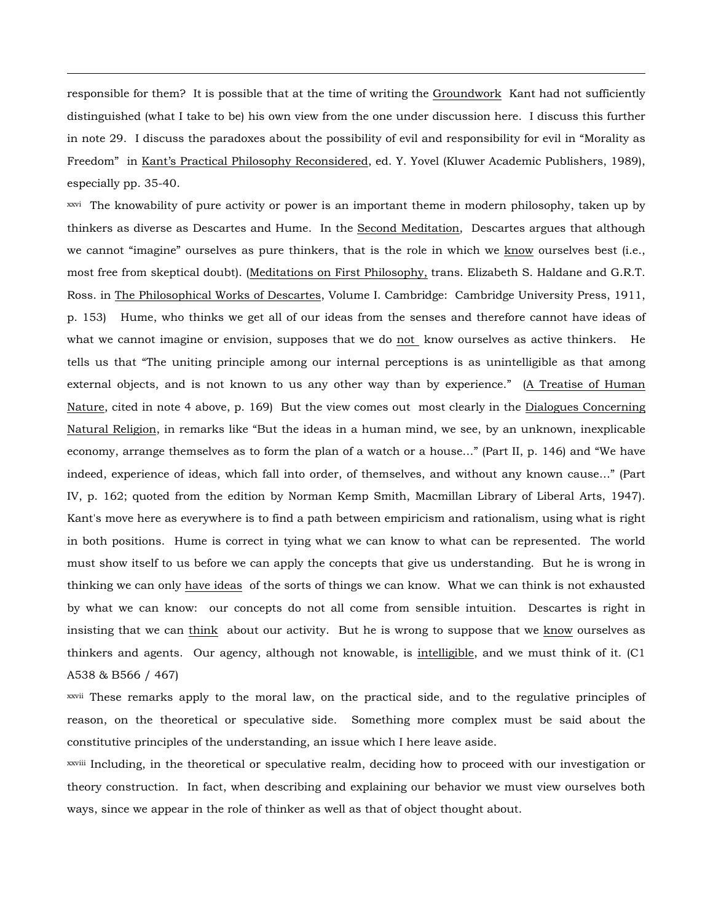responsible for them? It is possible that at the time of writing the Groundwork Kant had not sufficiently distinguished (what I take to be) his own view from the one under discussion here. I discuss this further in note 29. I discuss the paradoxes about the possibility of evil and responsibility for evil in "Morality as Freedom" in Kant's Practical Philosophy Reconsidered, ed. Y. Yovel (Kluwer Academic Publishers, 1989), especially pp. 35-40.

[xxvi] The knowability of pure activity or power is an important theme in modern philosophy, taken up by thinkers as diverse as Descartes and Hume. In the Second Meditation, Descartes argues that although we cannot "imagine" ourselves as pure thinkers, that is the role in which we know ourselves best (i.e., most free from skeptical doubt). (Meditations on First Philosophy, trans. Elizabeth S. Haldane and G.R.T. Ross. in The Philosophical Works of Descartes, Volume I. Cambridge: Cambridge University Press, 1911, p. 153) Hume, who thinks we get all of our ideas from the senses and therefore cannot have ideas of what we cannot imagine or envision, supposes that we do not know ourselves as active thinkers. He tells us that "The uniting principle among our internal perceptions is as unintelligible as that among external objects, and is not known to us any other way than by experience." (A Treatise of Human Nature, cited in note 4 above, p. 169) But the view comes out most clearly in the Dialogues Concerning Natural Religion, in remarks like "But the ideas in a human mind, we see, by an unknown, inexplicable economy, arrange themselves as to form the plan of a watch or a house..." (Part II, p. 146) and "We have indeed, experience of ideas, which fall into order, of themselves, and without any known cause..." (Part IV, p. 162; quoted from the edition by Norman Kemp Smith, Macmillan Library of Liberal Arts, 1947). Kant's move here as everywhere is to find a path between empiricism and rationalism, using what is right in both positions. Hume is correct in tying what we can know to what can be represented. The world must show itself to us before we can apply the concepts that give us understanding. But he is wrong in thinking we can only have ideas of the sorts of things we can know. What we can think is not exhausted by what we can know: our concepts do not all come from sensible intuition. Descartes is right in insisting that we can think about our activity. But he is wrong to suppose that we know ourselves as thinkers and agents. Our agency, although not knowable, is intelligible, and we must think of it. (C1 A538 & B566 / 467)

[xxvii] These remarks apply to the moral law, on the practical side, and to the regulative principles of reason, on the theoretical or speculative side. Something more complex must be said about the constitutive principles of the understanding, an issue which I here leave aside.

[xxviii] Including, in the theoretical or speculative realm, deciding how to proceed with our investigation or theory construction. In fact, when describing and explaining our behavior we must view ourselves both ways, since we appear in the role of thinker as well as that of object thought about.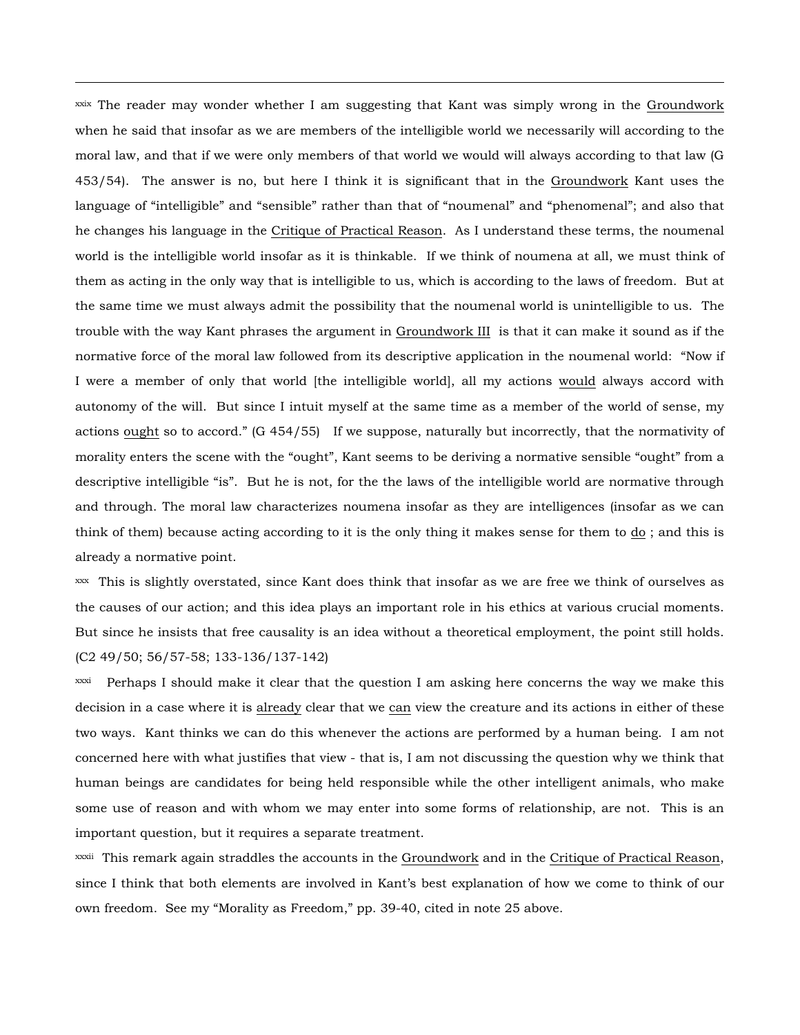[xxix] The reader may wonder whether I am suggesting that Kant was simply wrong in the <u>Groundwork</u> when he said that insofar as we are members of the intelligible world we necessarily will according to the moral law, and that if we were only members of that world we would will always according to that law (G 453/54). The answer is no, but here I think it is significant that in the <u>Groundwork</u> Kant uses the language of "intelligible" and "sensible" rather than that of "noumenal" and "phenomenal"; and also that he changes his language in the <u>Critique of Practical Reason</u>. As I understand these terms, the noumenal world is the intelligible world insofar as it is thinkable. If we think of noumena at all, we must think of them as acting in the only way that is intelligible to us, which is according to the laws of freedom. But at the same time we must always admit the possibility that the noumenal world is unintelligible to us. The trouble with the way Kant phrases the argument in <u>Groundwork III</u> is that it can make it sound as if the normative force of the moral law followed from its descriptive application in the noumenal world: "Now if I were a member of only that world [the intelligible world], all my actions <u>would</u> always accord with autonomy of the will. But since I intuit myself at the same time as a member of the world of sense, my actions <u>ought</u> so to accord." (G 454/55) If we suppose, naturally but incorrectly, that the normativity of morality enters the scene with the "ought", Kant seems to be deriving a normative sensible "ought" from a descriptive intelligible "is". But he is not, for the the laws of the intelligible world are normative through and through. The moral law characterizes noumena insofar as they are intelligences (insofar as we can think of them) because acting according to it is the only thing it makes sense for them to <u>do</u> ; and this is already a normative point.

[xxx] This is slightly overstated, since Kant does think that insofar as we are free we think of ourselves as the causes of our action; and this idea plays an important role in his ethics at various crucial moments. But since he insists that free causality is an idea without a theoretical employment, the point still holds. (C2 49/50; 56/57-58; 133-136/137-142)

[xxxi] Perhaps I should make it clear that the question I am asking here concerns the way we make this decision in a case where it is <u>already</u> clear that we <u>can</u> view the creature and its actions in either of these two ways. Kant thinks we can do this whenever the actions are performed by a human being. I am not concerned here with what justifies that view - that is, I am not discussing the question why we think that human beings are candidates for being held responsible while the other intelligent animals, who make some use of reason and with whom we may enter into some forms of relationship, are not. This is an important question, but it requires a separate treatment.

[xxxii] This remark again straddles the accounts in the <u>Groundwork</u> and in the <u>Critique of Practical Reason</u>, since I think that both elements are involved in Kant's best explanation of how we come to think of our own freedom. See my "Morality as Freedom," pp. 39-40, cited in note 25 above.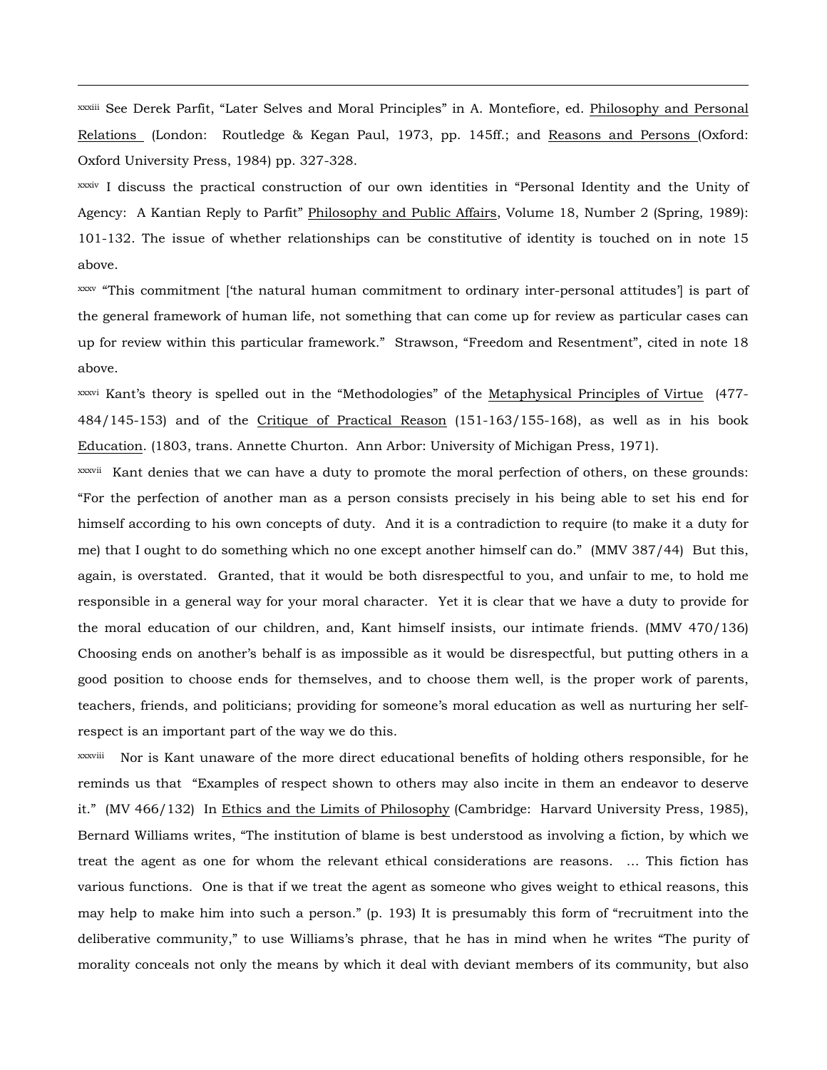[xxxiii] See Derek Parfit, "Later Selves and Moral Principles" in A. Montefiore, ed. Philosophy and Personal Relations (London: Routledge & Kegan Paul, 1973, pp. 145ff.; and Reasons and Persons (Oxford: Oxford University Press, 1984) pp. 327-328.

[xxxiv] I discuss the practical construction of our own identities in "Personal Identity and the Unity of Agency: A Kantian Reply to Parfit" Philosophy and Public Affairs, Volume 18, Number 2 (Spring, 1989): 101-132. The issue of whether relationships can be constitutive of identity is touched on in note 15 above.

[xxxv] "This commitment ['the natural human commitment to ordinary inter-personal attitudes'] is part of the general framework of human life, not something that can come up for review as particular cases can up for review within this particular framework." Strawson, "Freedom and Resentment", cited in note 18 above.

[xxxvi] Kant's theory is spelled out in the "Methodologies" of the Metaphysical Principles of Virtue (477-484/145-153) and of the Critique of Practical Reason (151-163/155-168), as well as in his book Education. (1803, trans. Annette Churton. Ann Arbor: University of Michigan Press, 1971).

[xxxvii] Kant denies that we can have a duty to promote the moral perfection of others, on these grounds: "For the perfection of another man as a person consists precisely in his being able to set his end for himself according to his own concepts of duty. And it is a contradiction to require (to make it a duty for me) that I ought to do something which no one except another himself can do." (MMV 387/44) But this, again, is overstated. Granted, that it would be both disrespectful to you, and unfair to me, to hold me responsible in a general way for your moral character. Yet it is clear that we have a duty to provide for the moral education of our children, and, Kant himself insists, our intimate friends. (MMV 470/136) Choosing ends on another's behalf is as impossible as it would be disrespectful, but putting others in a good position to choose ends for themselves, and to choose them well, is the proper work of parents, teachers, friends, and politicians; providing for someone's moral education as well as nurturing her self-respect is an important part of the way we do this.

[xxxviii] Nor is Kant unaware of the more direct educational benefits of holding others responsible, for he reminds us that "Examples of respect shown to others may also incite in them an endeavor to deserve it." (MV 466/132) In Ethics and the Limits of Philosophy (Cambridge: Harvard University Press, 1985), Bernard Williams writes, "The institution of blame is best understood as involving a fiction, by which we treat the agent as one for whom the relevant ethical considerations are reasons. ... This fiction has various functions. One is that if we treat the agent as someone who gives weight to ethical reasons, this may help to make him into such a person." (p. 193) It is presumably this form of "recruitment into the deliberative community," to use Williams's phrase, that he has in mind when he writes "The purity of morality conceals not only the means by which it deal with deviant members of its community, but also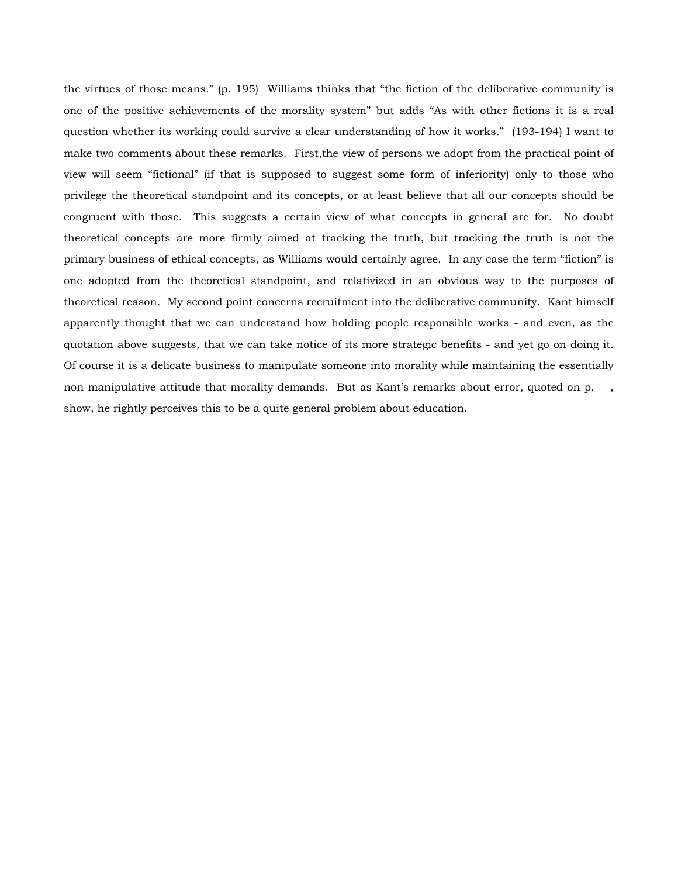the virtues of those means." (p. 195) Williams thinks that "the fiction of the deliberative community is one of the positive achievements of the morality system" but adds "As with other fictions it is a real question whether its working could survive a clear understanding of how it works." (193-194) I want to make two comments about these remarks. First,the view of persons we adopt from the practical point of view will seem "fictional" (if that is supposed to suggest some form of inferiority) only to those who privilege the theoretical standpoint and its concepts, or at least believe that all our concepts should be congruent with those. This suggests a certain view of what concepts in general are for. No doubt theoretical concepts are more firmly aimed at tracking the truth, but tracking the truth is not the primary business of ethical concepts, as Williams would certainly agree. In any case the term "fiction" is one adopted from the theoretical standpoint, and relativized in an obvious way to the purposes of theoretical reason. My second point concerns recruitment into the deliberative community. Kant himself apparently thought that we <u>can</u> understand how holding people responsible works - and even, as the quotation above suggests, that we can take notice of its more strategic benefits - and yet go on doing it. Of course it is a delicate business to manipulate someone into morality while maintaining the essentially non-manipulative attitude that morality demands. But as Kant's remarks about error, quoted on p. , show, he rightly perceives this to be a quite general problem about education.